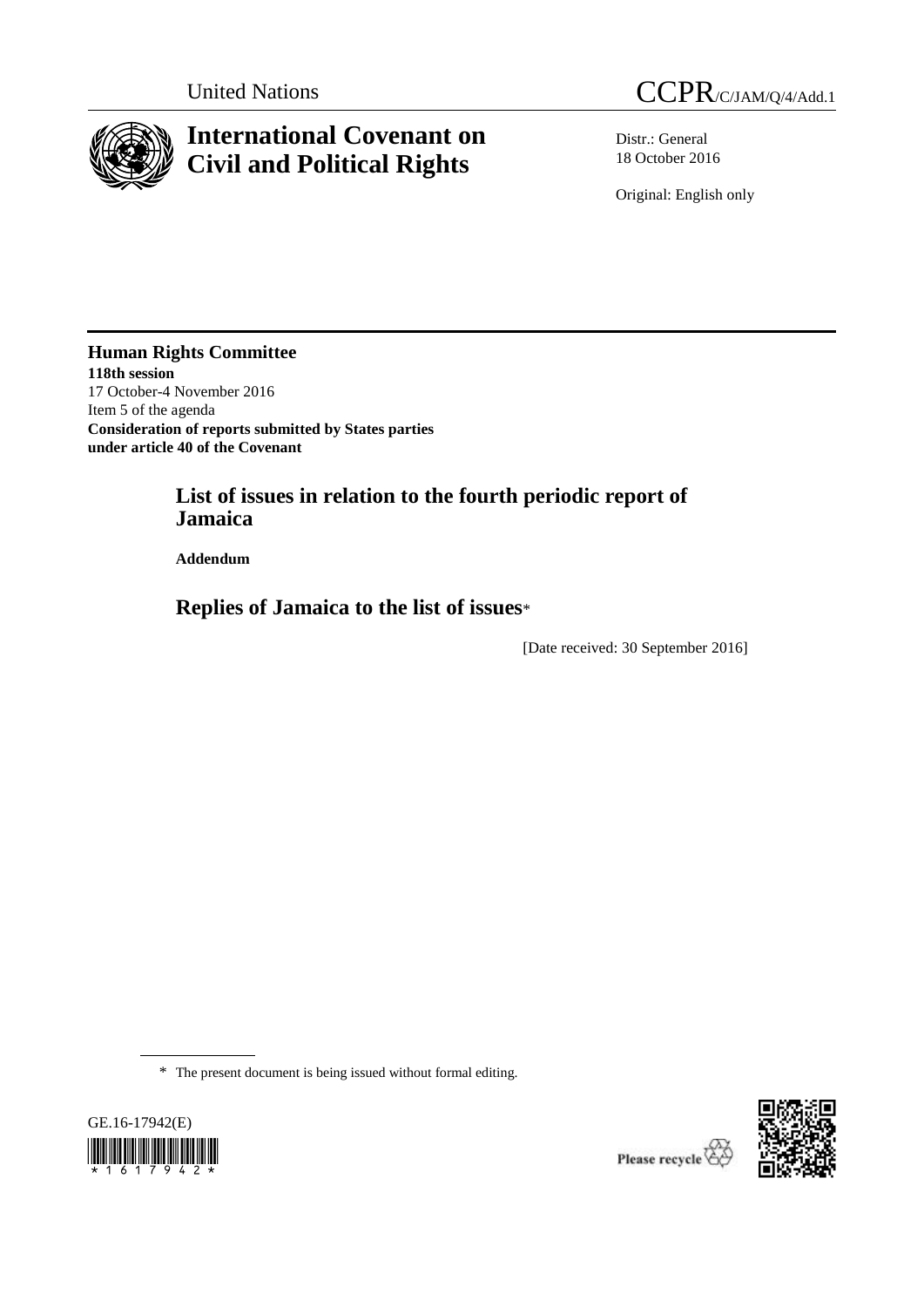United Nations CCPR/C/JAM/Q/4/Add.1

# International Covenant on Civil and Political Rights

Distr.: General
18 October 2016

Original: English only

**Human Rights Committee**
**118th session**
17 October-4 November 2016
Item 5 of the agenda
**Consideration of reports submitted by States parties under article 40 of the Covenant**

## List of issues in relation to the fourth periodic report of Jamaica

**Addendum**

## Replies of Jamaica to the list of issues*

[Date received: 30 September 2016]

\* The present document is being issued without formal editing.

GE.16-17942(E)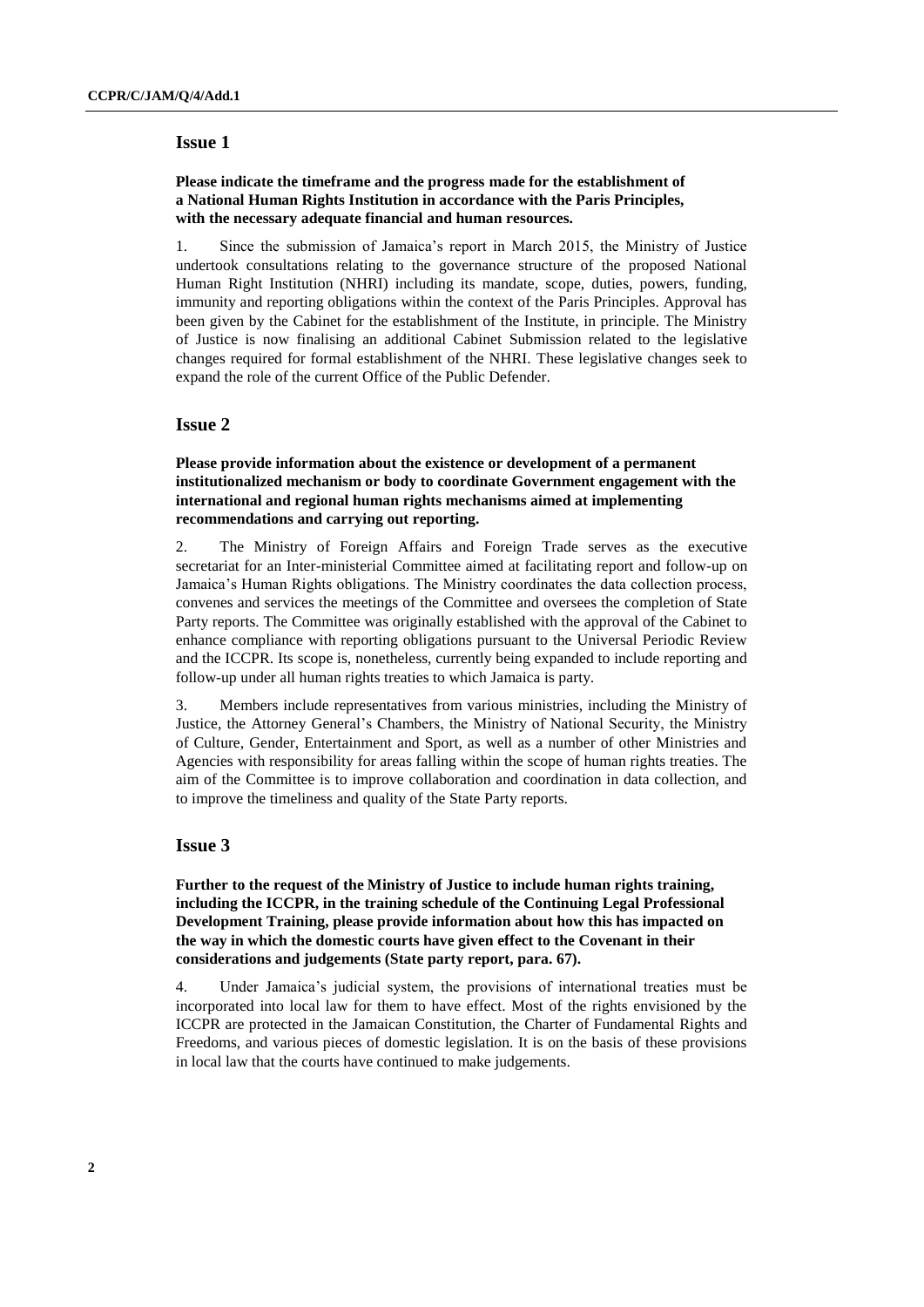## Issue 1

**Please indicate the timeframe and the progress made for the establishment of a National Human Rights Institution in accordance with the Paris Principles, with the necessary adequate financial and human resources.**

1. Since the submission of Jamaica's report in March 2015, the Ministry of Justice undertook consultations relating to the governance structure of the proposed National Human Right Institution (NHRI) including its mandate, scope, duties, powers, funding, immunity and reporting obligations within the context of the Paris Principles. Approval has been given by the Cabinet for the establishment of the Institute, in principle. The Ministry of Justice is now finalising an additional Cabinet Submission related to the legislative changes required for formal establishment of the NHRI. These legislative changes seek to expand the role of the current Office of the Public Defender.

## Issue 2

**Please provide information about the existence or development of a permanent institutionalized mechanism or body to coordinate Government engagement with the international and regional human rights mechanisms aimed at implementing recommendations and carrying out reporting.**

2. The Ministry of Foreign Affairs and Foreign Trade serves as the executive secretariat for an Inter-ministerial Committee aimed at facilitating report and follow-up on Jamaica's Human Rights obligations. The Ministry coordinates the data collection process, convenes and services the meetings of the Committee and oversees the completion of State Party reports. The Committee was originally established with the approval of the Cabinet to enhance compliance with reporting obligations pursuant to the Universal Periodic Review and the ICCPR. Its scope is, nonetheless, currently being expanded to include reporting and follow-up under all human rights treaties to which Jamaica is party.

3. Members include representatives from various ministries, including the Ministry of Justice, the Attorney General's Chambers, the Ministry of National Security, the Ministry of Culture, Gender, Entertainment and Sport, as well as a number of other Ministries and Agencies with responsibility for areas falling within the scope of human rights treaties. The aim of the Committee is to improve collaboration and coordination in data collection, and to improve the timeliness and quality of the State Party reports.

## Issue 3

**Further to the request of the Ministry of Justice to include human rights training, including the ICCPR, in the training schedule of the Continuing Legal Professional Development Training, please provide information about how this has impacted on the way in which the domestic courts have given effect to the Covenant in their considerations and judgements (State party report, para. 67).**

4. Under Jamaica's judicial system, the provisions of international treaties must be incorporated into local law for them to have effect. Most of the rights envisioned by the ICCPR are protected in the Jamaican Constitution, the Charter of Fundamental Rights and Freedoms, and various pieces of domestic legislation. It is on the basis of these provisions in local law that the courts have continued to make judgements.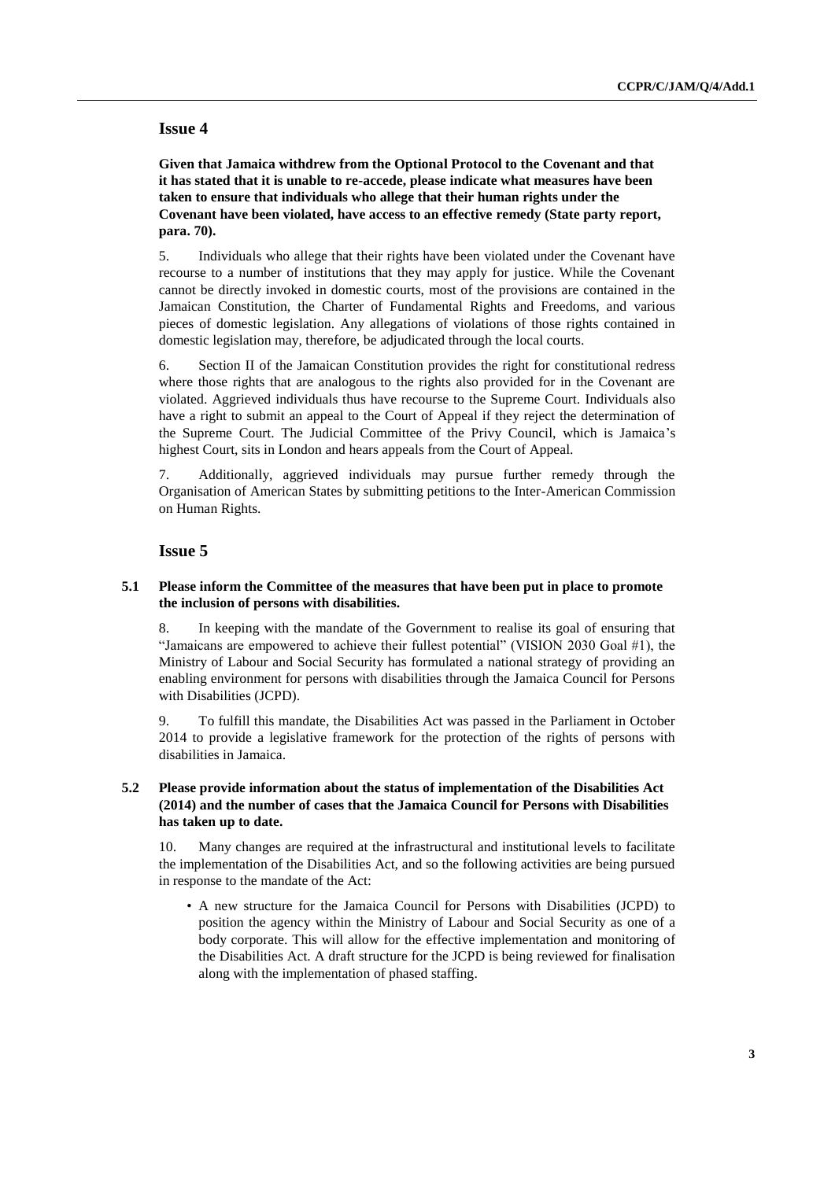## Issue 4

**Given that Jamaica withdrew from the Optional Protocol to the Covenant and that it has stated that it is unable to re-accede, please indicate what measures have been taken to ensure that individuals who allege that their human rights under the Covenant have been violated, have access to an effective remedy (State party report, para. 70).**

5. Individuals who allege that their rights have been violated under the Covenant have recourse to a number of institutions that they may apply for justice. While the Covenant cannot be directly invoked in domestic courts, most of the provisions are contained in the Jamaican Constitution, the Charter of Fundamental Rights and Freedoms, and various pieces of domestic legislation. Any allegations of violations of those rights contained in domestic legislation may, therefore, be adjudicated through the local courts.

6. Section II of the Jamaican Constitution provides the right for constitutional redress where those rights that are analogous to the rights also provided for in the Covenant are violated. Aggrieved individuals thus have recourse to the Supreme Court. Individuals also have a right to submit an appeal to the Court of Appeal if they reject the determination of the Supreme Court. The Judicial Committee of the Privy Council, which is Jamaica's highest Court, sits in London and hears appeals from the Court of Appeal.

7. Additionally, aggrieved individuals may pursue further remedy through the Organisation of American States by submitting petitions to the Inter-American Commission on Human Rights.

## Issue 5

### 5.1 Please inform the Committee of the measures that have been put in place to promote the inclusion of persons with disabilities.

8. In keeping with the mandate of the Government to realise its goal of ensuring that "Jamaicans are empowered to achieve their fullest potential" (VISION 2030 Goal #1), the Ministry of Labour and Social Security has formulated a national strategy of providing an enabling environment for persons with disabilities through the Jamaica Council for Persons with Disabilities (JCPD).

9. To fulfill this mandate, the Disabilities Act was passed in the Parliament in October 2014 to provide a legislative framework for the protection of the rights of persons with disabilities in Jamaica.

### 5.2 Please provide information about the status of implementation of the Disabilities Act (2014) and the number of cases that the Jamaica Council for Persons with Disabilities has taken up to date.

10. Many changes are required at the infrastructural and institutional levels to facilitate the implementation of the Disabilities Act, and so the following activities are being pursued in response to the mandate of the Act:

- A new structure for the Jamaica Council for Persons with Disabilities (JCPD) to position the agency within the Ministry of Labour and Social Security as one of a body corporate. This will allow for the effective implementation and monitoring of the Disabilities Act. A draft structure for the JCPD is being reviewed for finalisation along with the implementation of phased staffing.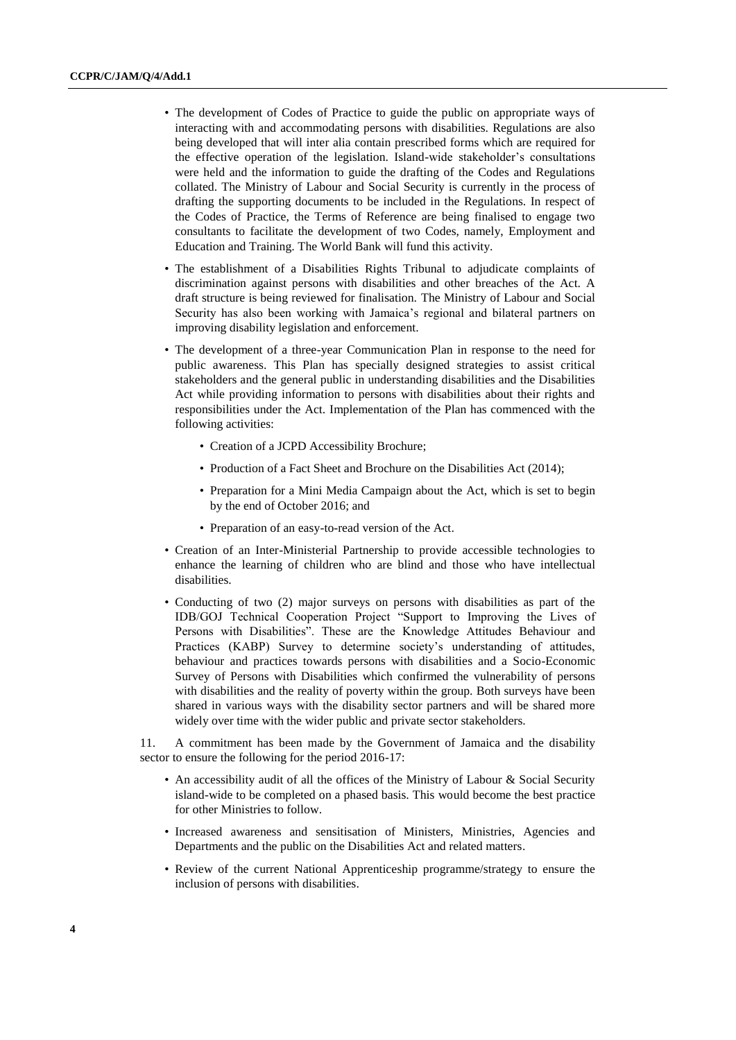- The development of Codes of Practice to guide the public on appropriate ways of interacting with and accommodating persons with disabilities. Regulations are also being developed that will inter alia contain prescribed forms which are required for the effective operation of the legislation. Island-wide stakeholder's consultations were held and the information to guide the drafting of the Codes and Regulations collated. The Ministry of Labour and Social Security is currently in the process of drafting the supporting documents to be included in the Regulations. In respect of the Codes of Practice, the Terms of Reference are being finalised to engage two consultants to facilitate the development of two Codes, namely, Employment and Education and Training. The World Bank will fund this activity.
- The establishment of a Disabilities Rights Tribunal to adjudicate complaints of discrimination against persons with disabilities and other breaches of the Act. A draft structure is being reviewed for finalisation. The Ministry of Labour and Social Security has also been working with Jamaica's regional and bilateral partners on improving disability legislation and enforcement.
- The development of a three-year Communication Plan in response to the need for public awareness. This Plan has specially designed strategies to assist critical stakeholders and the general public in understanding disabilities and the Disabilities Act while providing information to persons with disabilities about their rights and responsibilities under the Act. Implementation of the Plan has commenced with the following activities:
  - Creation of a JCPD Accessibility Brochure;
  - Production of a Fact Sheet and Brochure on the Disabilities Act (2014);
  - Preparation for a Mini Media Campaign about the Act, which is set to begin by the end of October 2016; and
  - Preparation of an easy-to-read version of the Act.
- Creation of an Inter-Ministerial Partnership to provide accessible technologies to enhance the learning of children who are blind and those who have intellectual disabilities.
- Conducting of two (2) major surveys on persons with disabilities as part of the IDB/GOJ Technical Cooperation Project "Support to Improving the Lives of Persons with Disabilities". These are the Knowledge Attitudes Behaviour and Practices (KABP) Survey to determine society's understanding of attitudes, behaviour and practices towards persons with disabilities and a Socio-Economic Survey of Persons with Disabilities which confirmed the vulnerability of persons with disabilities and the reality of poverty within the group. Both surveys have been shared in various ways with the disability sector partners and will be shared more widely over time with the wider public and private sector stakeholders.

11. A commitment has been made by the Government of Jamaica and the disability sector to ensure the following for the period 2016-17:

- An accessibility audit of all the offices of the Ministry of Labour & Social Security island-wide to be completed on a phased basis. This would become the best practice for other Ministries to follow.
- Increased awareness and sensitisation of Ministers, Ministries, Agencies and Departments and the public on the Disabilities Act and related matters.
- Review of the current National Apprenticeship programme/strategy to ensure the inclusion of persons with disabilities.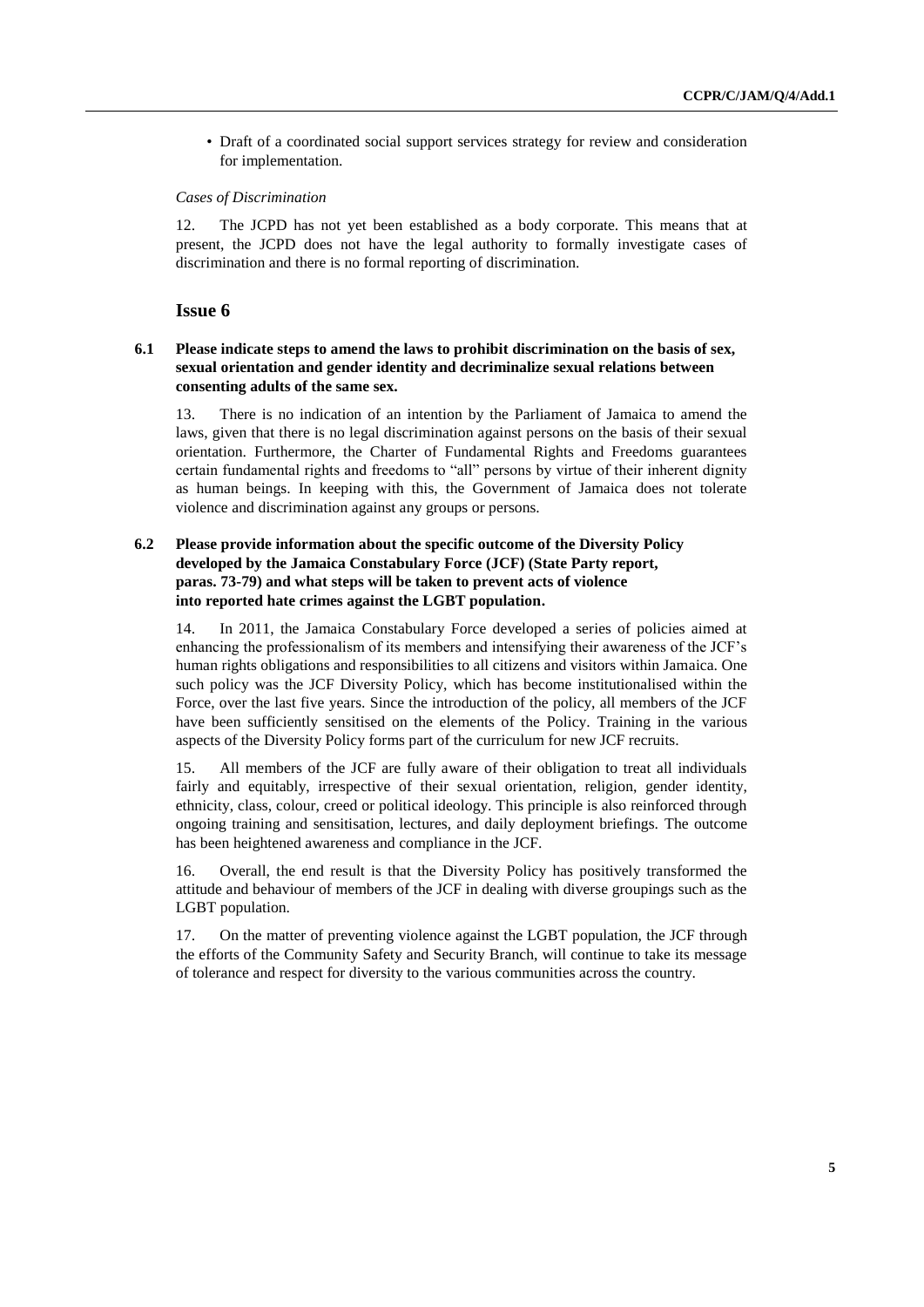- Draft of a coordinated social support services strategy for review and consideration for implementation.

*Cases of Discrimination*

12. The JCPD has not yet been established as a body corporate. This means that at present, the JCPD does not have the legal authority to formally investigate cases of discrimination and there is no formal reporting of discrimination.

## Issue 6

### 6.1 Please indicate steps to amend the laws to prohibit discrimination on the basis of sex, sexual orientation and gender identity and decriminalize sexual relations between consenting adults of the same sex.

13. There is no indication of an intention by the Parliament of Jamaica to amend the laws, given that there is no legal discrimination against persons on the basis of their sexual orientation. Furthermore, the Charter of Fundamental Rights and Freedoms guarantees certain fundamental rights and freedoms to "all" persons by virtue of their inherent dignity as human beings. In keeping with this, the Government of Jamaica does not tolerate violence and discrimination against any groups or persons.

### 6.2 Please provide information about the specific outcome of the Diversity Policy developed by the Jamaica Constabulary Force (JCF) (State Party report, paras. 73-79) and what steps will be taken to prevent acts of violence into reported hate crimes against the LGBT population.

14. In 2011, the Jamaica Constabulary Force developed a series of policies aimed at enhancing the professionalism of its members and intensifying their awareness of the JCF's human rights obligations and responsibilities to all citizens and visitors within Jamaica. One such policy was the JCF Diversity Policy, which has become institutionalised within the Force, over the last five years. Since the introduction of the policy, all members of the JCF have been sufficiently sensitised on the elements of the Policy. Training in the various aspects of the Diversity Policy forms part of the curriculum for new JCF recruits.

15. All members of the JCF are fully aware of their obligation to treat all individuals fairly and equitably, irrespective of their sexual orientation, religion, gender identity, ethnicity, class, colour, creed or political ideology. This principle is also reinforced through ongoing training and sensitisation, lectures, and daily deployment briefings. The outcome has been heightened awareness and compliance in the JCF.

16. Overall, the end result is that the Diversity Policy has positively transformed the attitude and behaviour of members of the JCF in dealing with diverse groupings such as the LGBT population.

17. On the matter of preventing violence against the LGBT population, the JCF through the efforts of the Community Safety and Security Branch, will continue to take its message of tolerance and respect for diversity to the various communities across the country.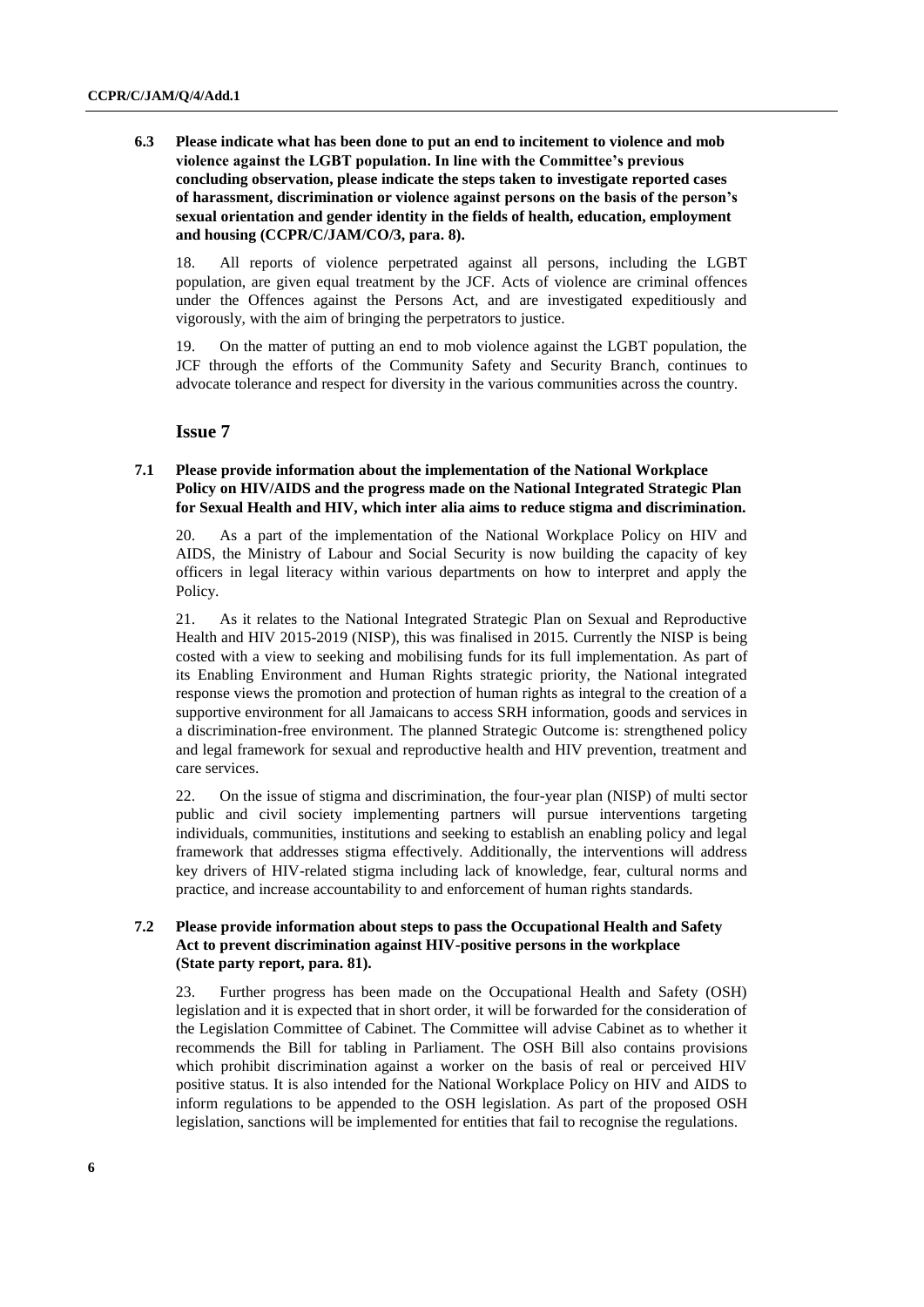**6.3 Please indicate what has been done to put an end to incitement to violence and mob violence against the LGBT population. In line with the Committee's previous concluding observation, please indicate the steps taken to investigate reported cases of harassment, discrimination or violence against persons on the basis of the person's sexual orientation and gender identity in the fields of health, education, employment and housing (CCPR/C/JAM/CO/3, para. 8).**

18. All reports of violence perpetrated against all persons, including the LGBT population, are given equal treatment by the JCF. Acts of violence are criminal offences under the Offences against the Persons Act, and are investigated expeditiously and vigorously, with the aim of bringing the perpetrators to justice.

19. On the matter of putting an end to mob violence against the LGBT population, the JCF through the efforts of the Community Safety and Security Branch, continues to advocate tolerance and respect for diversity in the various communities across the country.

## Issue 7

**7.1 Please provide information about the implementation of the National Workplace Policy on HIV/AIDS and the progress made on the National Integrated Strategic Plan for Sexual Health and HIV, which inter alia aims to reduce stigma and discrimination.**

20. As a part of the implementation of the National Workplace Policy on HIV and AIDS, the Ministry of Labour and Social Security is now building the capacity of key officers in legal literacy within various departments on how to interpret and apply the Policy.

21. As it relates to the National Integrated Strategic Plan on Sexual and Reproductive Health and HIV 2015-2019 (NISP), this was finalised in 2015. Currently the NISP is being costed with a view to seeking and mobilising funds for its full implementation. As part of its Enabling Environment and Human Rights strategic priority, the National integrated response views the promotion and protection of human rights as integral to the creation of a supportive environment for all Jamaicans to access SRH information, goods and services in a discrimination-free environment. The planned Strategic Outcome is: strengthened policy and legal framework for sexual and reproductive health and HIV prevention, treatment and care services.

22. On the issue of stigma and discrimination, the four-year plan (NISP) of multi sector public and civil society implementing partners will pursue interventions targeting individuals, communities, institutions and seeking to establish an enabling policy and legal framework that addresses stigma effectively. Additionally, the interventions will address key drivers of HIV-related stigma including lack of knowledge, fear, cultural norms and practice, and increase accountability to and enforcement of human rights standards.

**7.2 Please provide information about steps to pass the Occupational Health and Safety Act to prevent discrimination against HIV-positive persons in the workplace (State party report, para. 81).**

23. Further progress has been made on the Occupational Health and Safety (OSH) legislation and it is expected that in short order, it will be forwarded for the consideration of the Legislation Committee of Cabinet. The Committee will advise Cabinet as to whether it recommends the Bill for tabling in Parliament. The OSH Bill also contains provisions which prohibit discrimination against a worker on the basis of real or perceived HIV positive status. It is also intended for the National Workplace Policy on HIV and AIDS to inform regulations to be appended to the OSH legislation. As part of the proposed OSH legislation, sanctions will be implemented for entities that fail to recognise the regulations.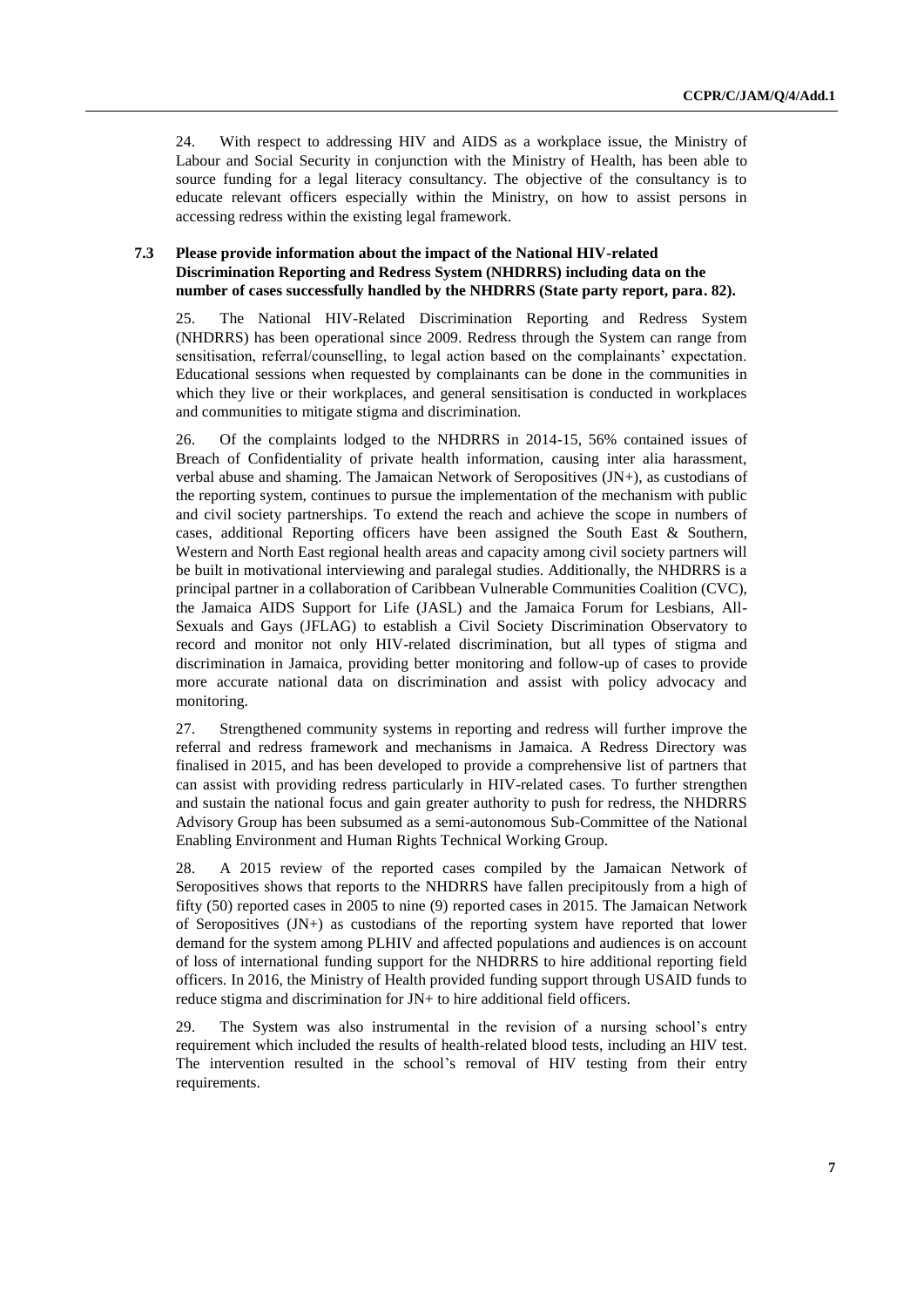24. With respect to addressing HIV and AIDS as a workplace issue, the Ministry of Labour and Social Security in conjunction with the Ministry of Health, has been able to source funding for a legal literacy consultancy. The objective of the consultancy is to educate relevant officers especially within the Ministry, on how to assist persons in accessing redress within the existing legal framework.

### 7.3 Please provide information about the impact of the National HIV-related Discrimination Reporting and Redress System (NHDRRS) including data on the number of cases successfully handled by the NHDRRS (State party report, para. 82).

25. The National HIV-Related Discrimination Reporting and Redress System (NHDRRS) has been operational since 2009. Redress through the System can range from sensitisation, referral/counselling, to legal action based on the complainants' expectation. Educational sessions when requested by complainants can be done in the communities in which they live or their workplaces, and general sensitisation is conducted in workplaces and communities to mitigate stigma and discrimination.

26. Of the complaints lodged to the NHDRRS in 2014-15, 56% contained issues of Breach of Confidentiality of private health information, causing inter alia harassment, verbal abuse and shaming. The Jamaican Network of Seropositives (JN+), as custodians of the reporting system, continues to pursue the implementation of the mechanism with public and civil society partnerships. To extend the reach and achieve the scope in numbers of cases, additional Reporting officers have been assigned the South East & Southern, Western and North East regional health areas and capacity among civil society partners will be built in motivational interviewing and paralegal studies. Additionally, the NHDRRS is a principal partner in a collaboration of Caribbean Vulnerable Communities Coalition (CVC), the Jamaica AIDS Support for Life (JASL) and the Jamaica Forum for Lesbians, All-Sexuals and Gays (JFLAG) to establish a Civil Society Discrimination Observatory to record and monitor not only HIV-related discrimination, but all types of stigma and discrimination in Jamaica, providing better monitoring and follow-up of cases to provide more accurate national data on discrimination and assist with policy advocacy and monitoring.

27. Strengthened community systems in reporting and redress will further improve the referral and redress framework and mechanisms in Jamaica. A Redress Directory was finalised in 2015, and has been developed to provide a comprehensive list of partners that can assist with providing redress particularly in HIV-related cases. To further strengthen and sustain the national focus and gain greater authority to push for redress, the NHDRRS Advisory Group has been subsumed as a semi-autonomous Sub-Committee of the National Enabling Environment and Human Rights Technical Working Group.

28. A 2015 review of the reported cases compiled by the Jamaican Network of Seropositives shows that reports to the NHDRRS have fallen precipitously from a high of fifty (50) reported cases in 2005 to nine (9) reported cases in 2015. The Jamaican Network of Seropositives (JN+) as custodians of the reporting system have reported that lower demand for the system among PLHIV and affected populations and audiences is on account of loss of international funding support for the NHDRRS to hire additional reporting field officers. In 2016, the Ministry of Health provided funding support through USAID funds to reduce stigma and discrimination for JN+ to hire additional field officers.

29. The System was also instrumental in the revision of a nursing school's entry requirement which included the results of health-related blood tests, including an HIV test. The intervention resulted in the school's removal of HIV testing from their entry requirements.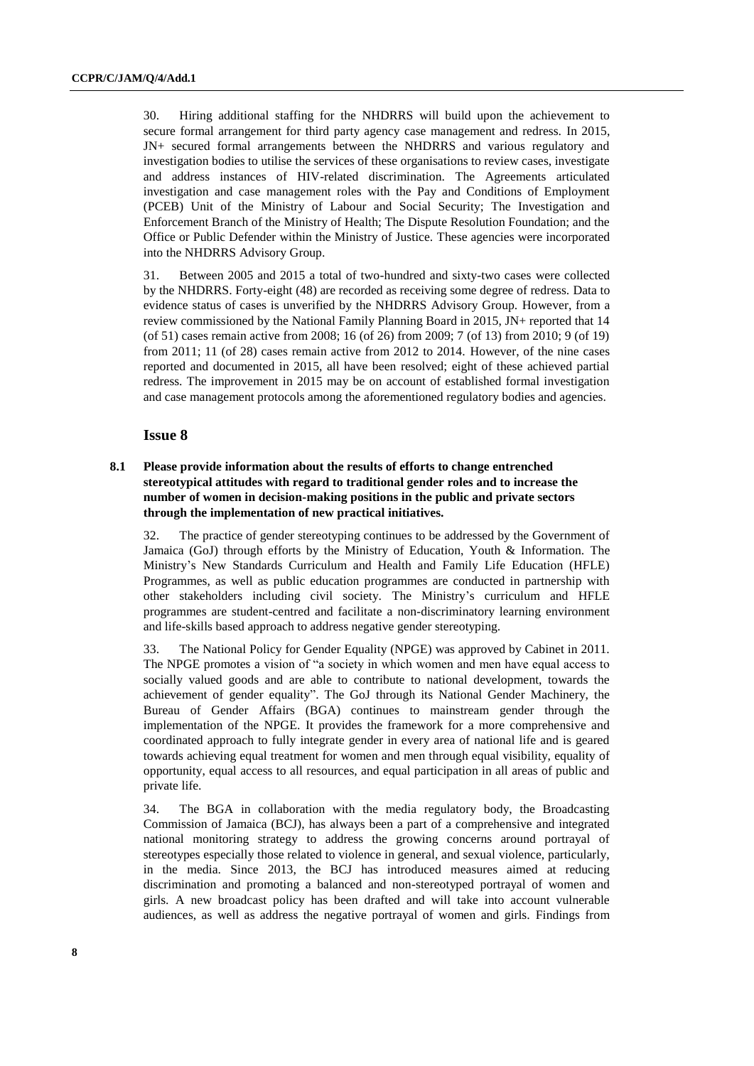30. Hiring additional staffing for the NHDRRS will build upon the achievement to secure formal arrangement for third party agency case management and redress. In 2015, JN+ secured formal arrangements between the NHDRRS and various regulatory and investigation bodies to utilise the services of these organisations to review cases, investigate and address instances of HIV-related discrimination. The Agreements articulated investigation and case management roles with the Pay and Conditions of Employment (PCEB) Unit of the Ministry of Labour and Social Security; The Investigation and Enforcement Branch of the Ministry of Health; The Dispute Resolution Foundation; and the Office or Public Defender within the Ministry of Justice. These agencies were incorporated into the NHDRRS Advisory Group.

31. Between 2005 and 2015 a total of two-hundred and sixty-two cases were collected by the NHDRRS. Forty-eight (48) are recorded as receiving some degree of redress. Data to evidence status of cases is unverified by the NHDRRS Advisory Group. However, from a review commissioned by the National Family Planning Board in 2015, JN+ reported that 14 (of 51) cases remain active from 2008; 16 (of 26) from 2009; 7 (of 13) from 2010; 9 (of 19) from 2011; 11 (of 28) cases remain active from 2012 to 2014. However, of the nine cases reported and documented in 2015, all have been resolved; eight of these achieved partial redress. The improvement in 2015 may be on account of established formal investigation and case management protocols among the aforementioned regulatory bodies and agencies.

## Issue 8

**8.1 Please provide information about the results of efforts to change entrenched stereotypical attitudes with regard to traditional gender roles and to increase the number of women in decision-making positions in the public and private sectors through the implementation of new practical initiatives.**

32. The practice of gender stereotyping continues to be addressed by the Government of Jamaica (GoJ) through efforts by the Ministry of Education, Youth & Information. The Ministry's New Standards Curriculum and Health and Family Life Education (HFLE) Programmes, as well as public education programmes are conducted in partnership with other stakeholders including civil society. The Ministry's curriculum and HFLE programmes are student-centred and facilitate a non-discriminatory learning environment and life-skills based approach to address negative gender stereotyping.

33. The National Policy for Gender Equality (NPGE) was approved by Cabinet in 2011. The NPGE promotes a vision of "a society in which women and men have equal access to socially valued goods and are able to contribute to national development, towards the achievement of gender equality". The GoJ through its National Gender Machinery, the Bureau of Gender Affairs (BGA) continues to mainstream gender through the implementation of the NPGE. It provides the framework for a more comprehensive and coordinated approach to fully integrate gender in every area of national life and is geared towards achieving equal treatment for women and men through equal visibility, equality of opportunity, equal access to all resources, and equal participation in all areas of public and private life.

34. The BGA in collaboration with the media regulatory body, the Broadcasting Commission of Jamaica (BCJ), has always been a part of a comprehensive and integrated national monitoring strategy to address the growing concerns around portrayal of stereotypes especially those related to violence in general, and sexual violence, particularly, in the media. Since 2013, the BCJ has introduced measures aimed at reducing discrimination and promoting a balanced and non-stereotyped portrayal of women and girls. A new broadcast policy has been drafted and will take into account vulnerable audiences, as well as address the negative portrayal of women and girls. Findings from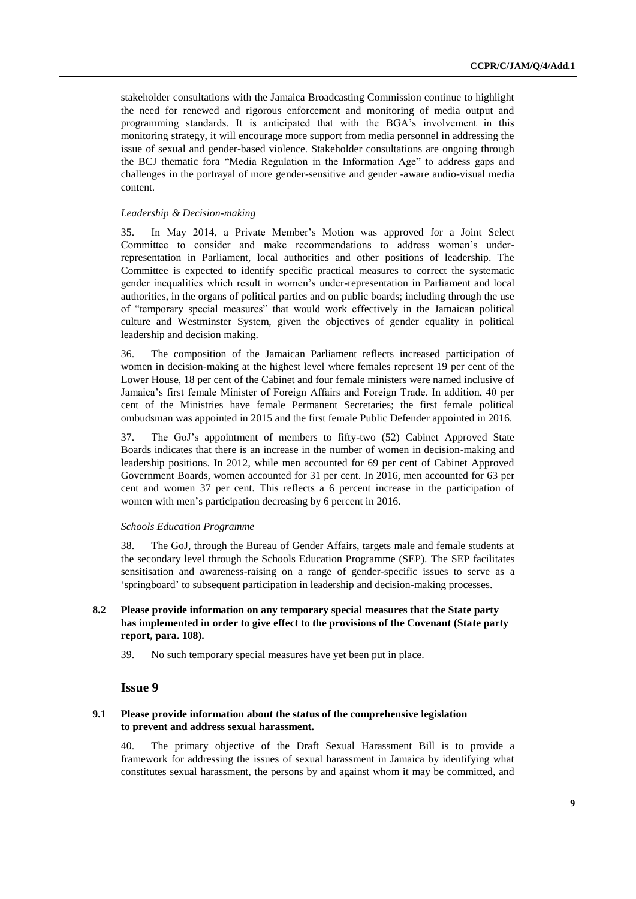stakeholder consultations with the Jamaica Broadcasting Commission continue to highlight the need for renewed and rigorous enforcement and monitoring of media output and programming standards. It is anticipated that with the BGA's involvement in this monitoring strategy, it will encourage more support from media personnel in addressing the issue of sexual and gender-based violence. Stakeholder consultations are ongoing through the BCJ thematic fora "Media Regulation in the Information Age" to address gaps and challenges in the portrayal of more gender-sensitive and gender -aware audio-visual media content.

*Leadership & Decision-making*

35. In May 2014, a Private Member's Motion was approved for a Joint Select Committee to consider and make recommendations to address women's under-representation in Parliament, local authorities and other positions of leadership. The Committee is expected to identify specific practical measures to correct the systematic gender inequalities which result in women's under-representation in Parliament and local authorities, in the organs of political parties and on public boards; including through the use of "temporary special measures" that would work effectively in the Jamaican political culture and Westminster System, given the objectives of gender equality in political leadership and decision making.

36. The composition of the Jamaican Parliament reflects increased participation of women in decision-making at the highest level where females represent 19 per cent of the Lower House, 18 per cent of the Cabinet and four female ministers were named inclusive of Jamaica's first female Minister of Foreign Affairs and Foreign Trade. In addition, 40 per cent of the Ministries have female Permanent Secretaries; the first female political ombudsman was appointed in 2015 and the first female Public Defender appointed in 2016.

37. The GoJ's appointment of members to fifty-two (52) Cabinet Approved State Boards indicates that there is an increase in the number of women in decision-making and leadership positions. In 2012, while men accounted for 69 per cent of Cabinet Approved Government Boards, women accounted for 31 per cent. In 2016, men accounted for 63 per cent and women 37 per cent. This reflects a 6 percent increase in the participation of women with men's participation decreasing by 6 percent in 2016.

*Schools Education Programme*

38. The GoJ, through the Bureau of Gender Affairs, targets male and female students at the secondary level through the Schools Education Programme (SEP). The SEP facilitates sensitisation and awareness-raising on a range of gender-specific issues to serve as a 'springboard' to subsequent participation in leadership and decision-making processes.

### 8.2 Please provide information on any temporary special measures that the State party has implemented in order to give effect to the provisions of the Covenant (State party report, para. 108).

39. No such temporary special measures have yet been put in place.

## Issue 9

### 9.1 Please provide information about the status of the comprehensive legislation to prevent and address sexual harassment.

40. The primary objective of the Draft Sexual Harassment Bill is to provide a framework for addressing the issues of sexual harassment in Jamaica by identifying what constitutes sexual harassment, the persons by and against whom it may be committed, and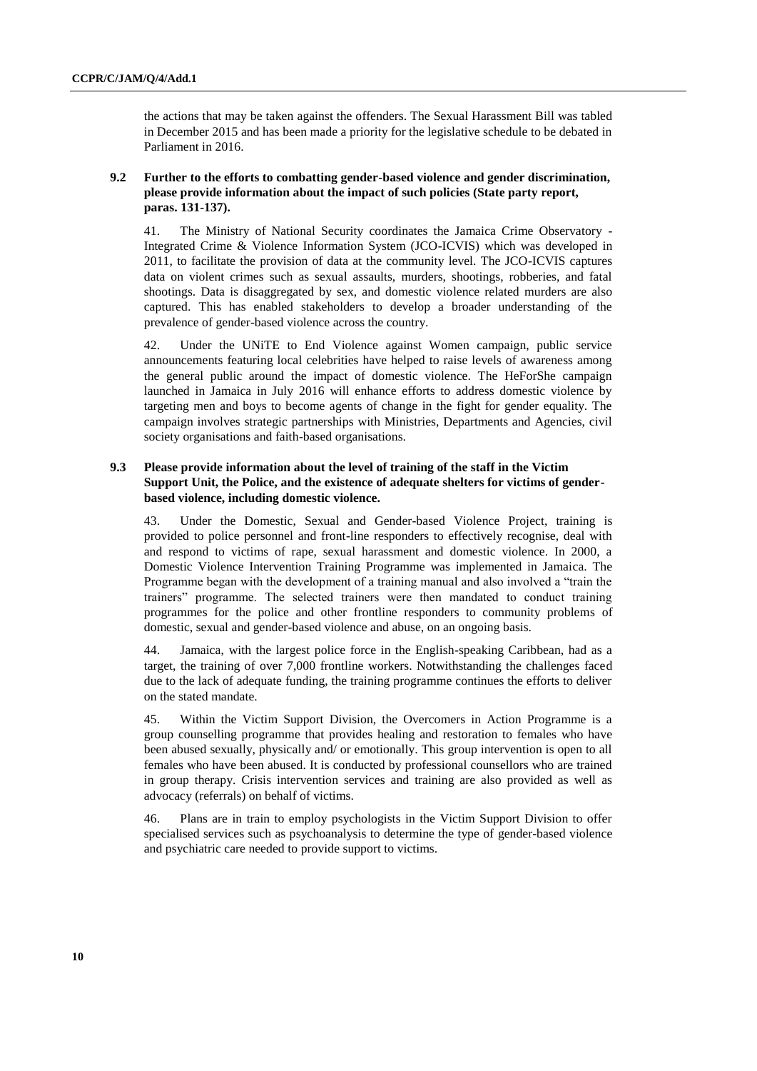the actions that may be taken against the offenders. The Sexual Harassment Bill was tabled in December 2015 and has been made a priority for the legislative schedule to be debated in Parliament in 2016.

### 9.2 Further to the efforts to combatting gender-based violence and gender discrimination, please provide information about the impact of such policies (State party report, paras. 131-137).

41. The Ministry of National Security coordinates the Jamaica Crime Observatory - Integrated Crime & Violence Information System (JCO-ICVIS) which was developed in 2011, to facilitate the provision of data at the community level. The JCO-ICVIS captures data on violent crimes such as sexual assaults, murders, shootings, robberies, and fatal shootings. Data is disaggregated by sex, and domestic violence related murders are also captured. This has enabled stakeholders to develop a broader understanding of the prevalence of gender-based violence across the country.

42. Under the UNiTE to End Violence against Women campaign, public service announcements featuring local celebrities have helped to raise levels of awareness among the general public around the impact of domestic violence. The HeForShe campaign launched in Jamaica in July 2016 will enhance efforts to address domestic violence by targeting men and boys to become agents of change in the fight for gender equality. The campaign involves strategic partnerships with Ministries, Departments and Agencies, civil society organisations and faith-based organisations.

### 9.3 Please provide information about the level of training of the staff in the Victim Support Unit, the Police, and the existence of adequate shelters for victims of gender-based violence, including domestic violence.

43. Under the Domestic, Sexual and Gender-based Violence Project, training is provided to police personnel and front-line responders to effectively recognise, deal with and respond to victims of rape, sexual harassment and domestic violence. In 2000, a Domestic Violence Intervention Training Programme was implemented in Jamaica. The Programme began with the development of a training manual and also involved a "train the trainers" programme. The selected trainers were then mandated to conduct training programmes for the police and other frontline responders to community problems of domestic, sexual and gender-based violence and abuse, on an ongoing basis.

44. Jamaica, with the largest police force in the English-speaking Caribbean, had as a target, the training of over 7,000 frontline workers. Notwithstanding the challenges faced due to the lack of adequate funding, the training programme continues the efforts to deliver on the stated mandate.

45. Within the Victim Support Division, the Overcomers in Action Programme is a group counselling programme that provides healing and restoration to females who have been abused sexually, physically and/ or emotionally. This group intervention is open to all females who have been abused. It is conducted by professional counsellors who are trained in group therapy. Crisis intervention services and training are also provided as well as advocacy (referrals) on behalf of victims.

46. Plans are in train to employ psychologists in the Victim Support Division to offer specialised services such as psychoanalysis to determine the type of gender-based violence and psychiatric care needed to provide support to victims.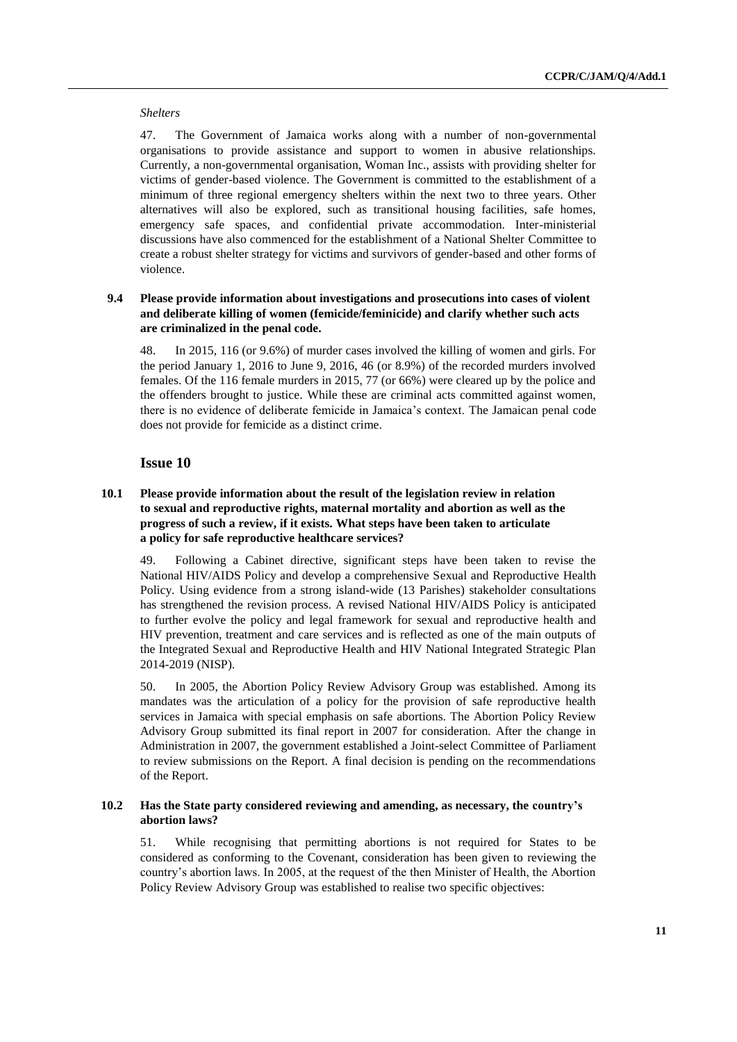*Shelters*

47. The Government of Jamaica works along with a number of non-governmental organisations to provide assistance and support to women in abusive relationships. Currently, a non-governmental organisation, Woman Inc., assists with providing shelter for victims of gender-based violence. The Government is committed to the establishment of a minimum of three regional emergency shelters within the next two to three years. Other alternatives will also be explored, such as transitional housing facilities, safe homes, emergency safe spaces, and confidential private accommodation. Inter-ministerial discussions have also commenced for the establishment of a National Shelter Committee to create a robust shelter strategy for victims and survivors of gender-based and other forms of violence.

### 9.4 Please provide information about investigations and prosecutions into cases of violent and deliberate killing of women (femicide/feminicide) and clarify whether such acts are criminalized in the penal code.

48. In 2015, 116 (or 9.6%) of murder cases involved the killing of women and girls. For the period January 1, 2016 to June 9, 2016, 46 (or 8.9%) of the recorded murders involved females. Of the 116 female murders in 2015, 77 (or 66%) were cleared up by the police and the offenders brought to justice. While these are criminal acts committed against women, there is no evidence of deliberate femicide in Jamaica's context. The Jamaican penal code does not provide for femicide as a distinct crime.

## Issue 10

### 10.1 Please provide information about the result of the legislation review in relation to sexual and reproductive rights, maternal mortality and abortion as well as the progress of such a review, if it exists. What steps have been taken to articulate a policy for safe reproductive healthcare services?

49. Following a Cabinet directive, significant steps have been taken to revise the National HIV/AIDS Policy and develop a comprehensive Sexual and Reproductive Health Policy. Using evidence from a strong island-wide (13 Parishes) stakeholder consultations has strengthened the revision process. A revised National HIV/AIDS Policy is anticipated to further evolve the policy and legal framework for sexual and reproductive health and HIV prevention, treatment and care services and is reflected as one of the main outputs of the Integrated Sexual and Reproductive Health and HIV National Integrated Strategic Plan 2014-2019 (NISP).

50. In 2005, the Abortion Policy Review Advisory Group was established. Among its mandates was the articulation of a policy for the provision of safe reproductive health services in Jamaica with special emphasis on safe abortions. The Abortion Policy Review Advisory Group submitted its final report in 2007 for consideration. After the change in Administration in 2007, the government established a Joint-select Committee of Parliament to review submissions on the Report. A final decision is pending on the recommendations of the Report.

### 10.2 Has the State party considered reviewing and amending, as necessary, the country's abortion laws?

51. While recognising that permitting abortions is not required for States to be considered as conforming to the Covenant, consideration has been given to reviewing the country's abortion laws. In 2005, at the request of the then Minister of Health, the Abortion Policy Review Advisory Group was established to realise two specific objectives: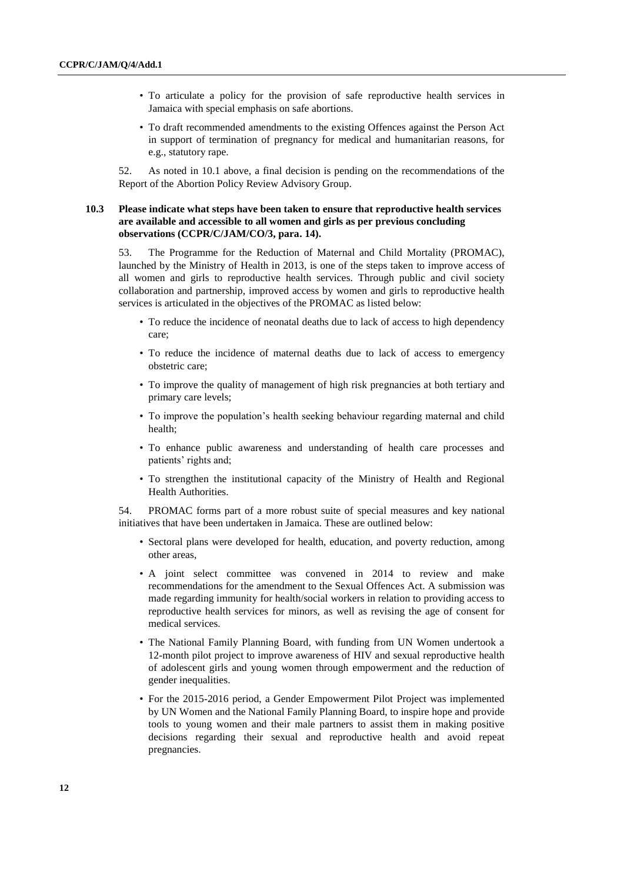- To articulate a policy for the provision of safe reproductive health services in Jamaica with special emphasis on safe abortions.
- To draft recommended amendments to the existing Offences against the Person Act in support of termination of pregnancy for medical and humanitarian reasons, for e.g., statutory rape.

52. As noted in 10.1 above, a final decision is pending on the recommendations of the Report of the Abortion Policy Review Advisory Group.

**10.3 Please indicate what steps have been taken to ensure that reproductive health services are available and accessible to all women and girls as per previous concluding observations (CCPR/C/JAM/CO/3, para. 14).**

53. The Programme for the Reduction of Maternal and Child Mortality (PROMAC), launched by the Ministry of Health in 2013, is one of the steps taken to improve access of all women and girls to reproductive health services. Through public and civil society collaboration and partnership, improved access by women and girls to reproductive health services is articulated in the objectives of the PROMAC as listed below:

- To reduce the incidence of neonatal deaths due to lack of access to high dependency care;
- To reduce the incidence of maternal deaths due to lack of access to emergency obstetric care;
- To improve the quality of management of high risk pregnancies at both tertiary and primary care levels;
- To improve the population's health seeking behaviour regarding maternal and child health;
- To enhance public awareness and understanding of health care processes and patients' rights and;
- To strengthen the institutional capacity of the Ministry of Health and Regional Health Authorities.

54. PROMAC forms part of a more robust suite of special measures and key national initiatives that have been undertaken in Jamaica. These are outlined below:

- Sectoral plans were developed for health, education, and poverty reduction, among other areas,
- A joint select committee was convened in 2014 to review and make recommendations for the amendment to the Sexual Offences Act. A submission was made regarding immunity for health/social workers in relation to providing access to reproductive health services for minors, as well as revising the age of consent for medical services.
- The National Family Planning Board, with funding from UN Women undertook a 12-month pilot project to improve awareness of HIV and sexual reproductive health of adolescent girls and young women through empowerment and the reduction of gender inequalities.
- For the 2015-2016 period, a Gender Empowerment Pilot Project was implemented by UN Women and the National Family Planning Board, to inspire hope and provide tools to young women and their male partners to assist them in making positive decisions regarding their sexual and reproductive health and avoid repeat pregnancies.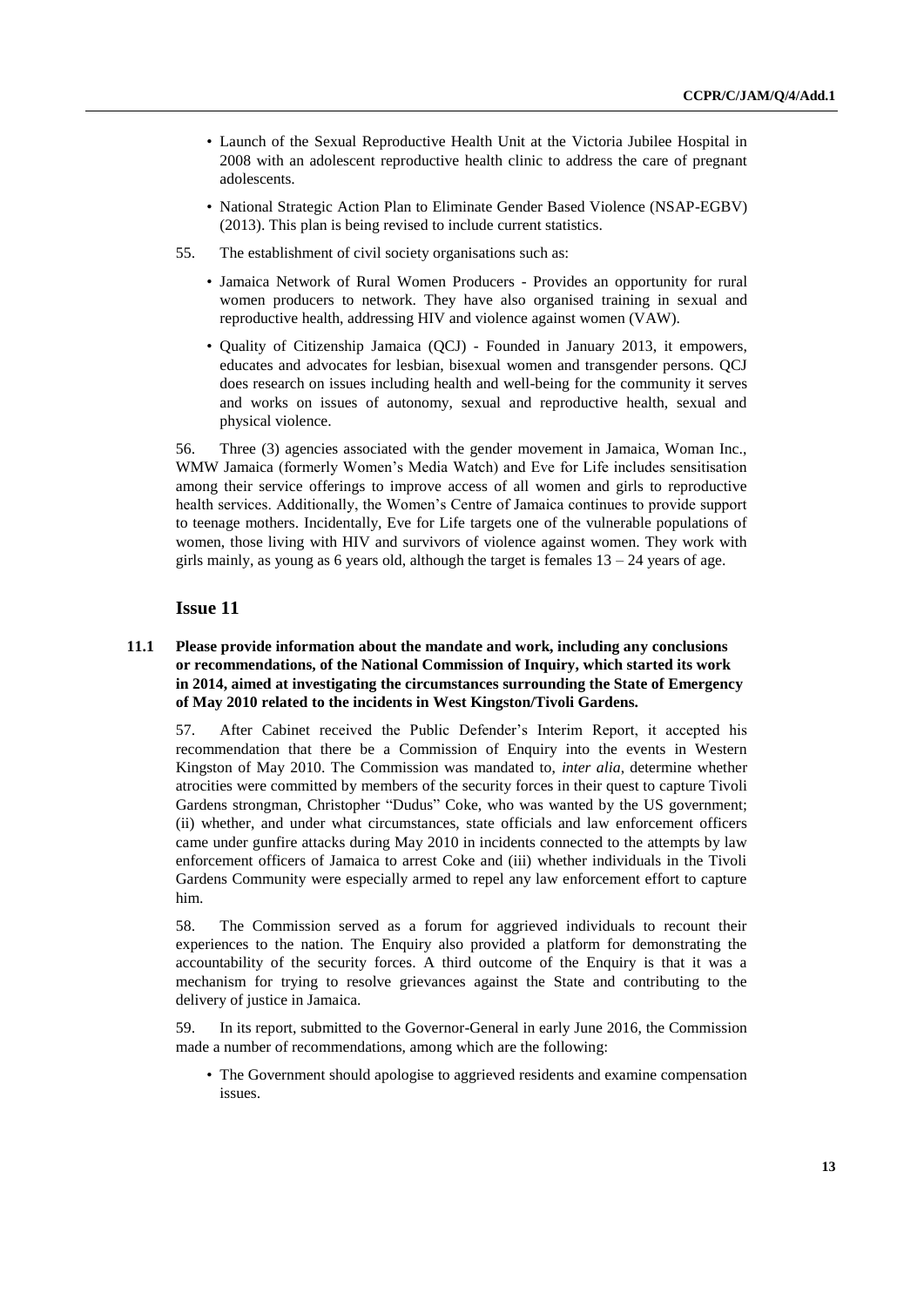- Launch of the Sexual Reproductive Health Unit at the Victoria Jubilee Hospital in 2008 with an adolescent reproductive health clinic to address the care of pregnant adolescents.
- National Strategic Action Plan to Eliminate Gender Based Violence (NSAP-EGBV) (2013). This plan is being revised to include current statistics.

55. The establishment of civil society organisations such as:

- Jamaica Network of Rural Women Producers - Provides an opportunity for rural women producers to network. They have also organised training in sexual and reproductive health, addressing HIV and violence against women (VAW).
- Quality of Citizenship Jamaica (QCJ) - Founded in January 2013, it empowers, educates and advocates for lesbian, bisexual women and transgender persons. QCJ does research on issues including health and well-being for the community it serves and works on issues of autonomy, sexual and reproductive health, sexual and physical violence.

56. Three (3) agencies associated with the gender movement in Jamaica, Woman Inc., WMW Jamaica (formerly Women's Media Watch) and Eve for Life includes sensitisation among their service offerings to improve access of all women and girls to reproductive health services. Additionally, the Women's Centre of Jamaica continues to provide support to teenage mothers. Incidentally, Eve for Life targets one of the vulnerable populations of women, those living with HIV and survivors of violence against women. They work with girls mainly, as young as 6 years old, although the target is females 13 – 24 years of age.

## Issue 11

**11.1 Please provide information about the mandate and work, including any conclusions or recommendations, of the National Commission of Inquiry, which started its work in 2014, aimed at investigating the circumstances surrounding the State of Emergency of May 2010 related to the incidents in West Kingston/Tivoli Gardens.**

57. After Cabinet received the Public Defender's Interim Report, it accepted his recommendation that there be a Commission of Enquiry into the events in Western Kingston of May 2010. The Commission was mandated to, *inter alia*, determine whether atrocities were committed by members of the security forces in their quest to capture Tivoli Gardens strongman, Christopher "Dudus" Coke, who was wanted by the US government; (ii) whether, and under what circumstances, state officials and law enforcement officers came under gunfire attacks during May 2010 in incidents connected to the attempts by law enforcement officers of Jamaica to arrest Coke and (iii) whether individuals in the Tivoli Gardens Community were especially armed to repel any law enforcement effort to capture him.

58. The Commission served as a forum for aggrieved individuals to recount their experiences to the nation. The Enquiry also provided a platform for demonstrating the accountability of the security forces. A third outcome of the Enquiry is that it was a mechanism for trying to resolve grievances against the State and contributing to the delivery of justice in Jamaica.

59. In its report, submitted to the Governor-General in early June 2016, the Commission made a number of recommendations, among which are the following:

- The Government should apologise to aggrieved residents and examine compensation issues.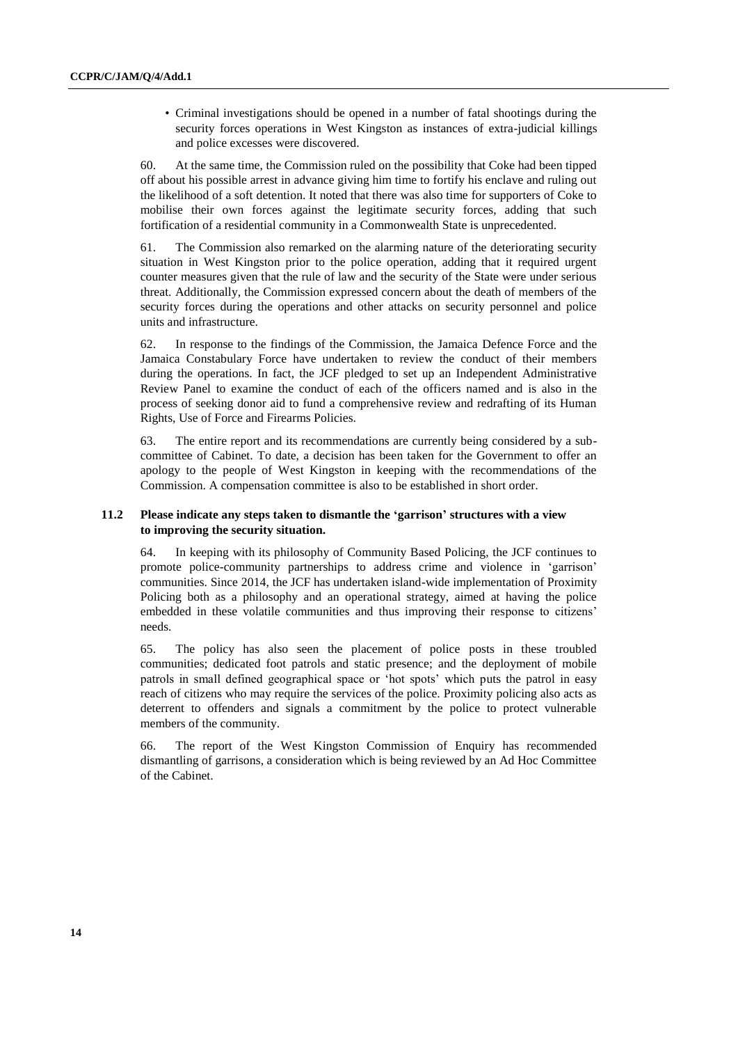- Criminal investigations should be opened in a number of fatal shootings during the security forces operations in West Kingston as instances of extra-judicial killings and police excesses were discovered.

60. At the same time, the Commission ruled on the possibility that Coke had been tipped off about his possible arrest in advance giving him time to fortify his enclave and ruling out the likelihood of a soft detention. It noted that there was also time for supporters of Coke to mobilise their own forces against the legitimate security forces, adding that such fortification of a residential community in a Commonwealth State is unprecedented.

61. The Commission also remarked on the alarming nature of the deteriorating security situation in West Kingston prior to the police operation, adding that it required urgent counter measures given that the rule of law and the security of the State were under serious threat. Additionally, the Commission expressed concern about the death of members of the security forces during the operations and other attacks on security personnel and police units and infrastructure.

62. In response to the findings of the Commission, the Jamaica Defence Force and the Jamaica Constabulary Force have undertaken to review the conduct of their members during the operations. In fact, the JCF pledged to set up an Independent Administrative Review Panel to examine the conduct of each of the officers named and is also in the process of seeking donor aid to fund a comprehensive review and redrafting of its Human Rights, Use of Force and Firearms Policies.

63. The entire report and its recommendations are currently being considered by a sub-committee of Cabinet. To date, a decision has been taken for the Government to offer an apology to the people of West Kingston in keeping with the recommendations of the Commission. A compensation committee is also to be established in short order.

### 11.2 Please indicate any steps taken to dismantle the 'garrison' structures with a view to improving the security situation.

64. In keeping with its philosophy of Community Based Policing, the JCF continues to promote police-community partnerships to address crime and violence in 'garrison' communities. Since 2014, the JCF has undertaken island-wide implementation of Proximity Policing both as a philosophy and an operational strategy, aimed at having the police embedded in these volatile communities and thus improving their response to citizens' needs.

65. The policy has also seen the placement of police posts in these troubled communities; dedicated foot patrols and static presence; and the deployment of mobile patrols in small defined geographical space or 'hot spots' which puts the patrol in easy reach of citizens who may require the services of the police. Proximity policing also acts as deterrent to offenders and signals a commitment by the police to protect vulnerable members of the community.

66. The report of the West Kingston Commission of Enquiry has recommended dismantling of garrisons, a consideration which is being reviewed by an Ad Hoc Committee of the Cabinet.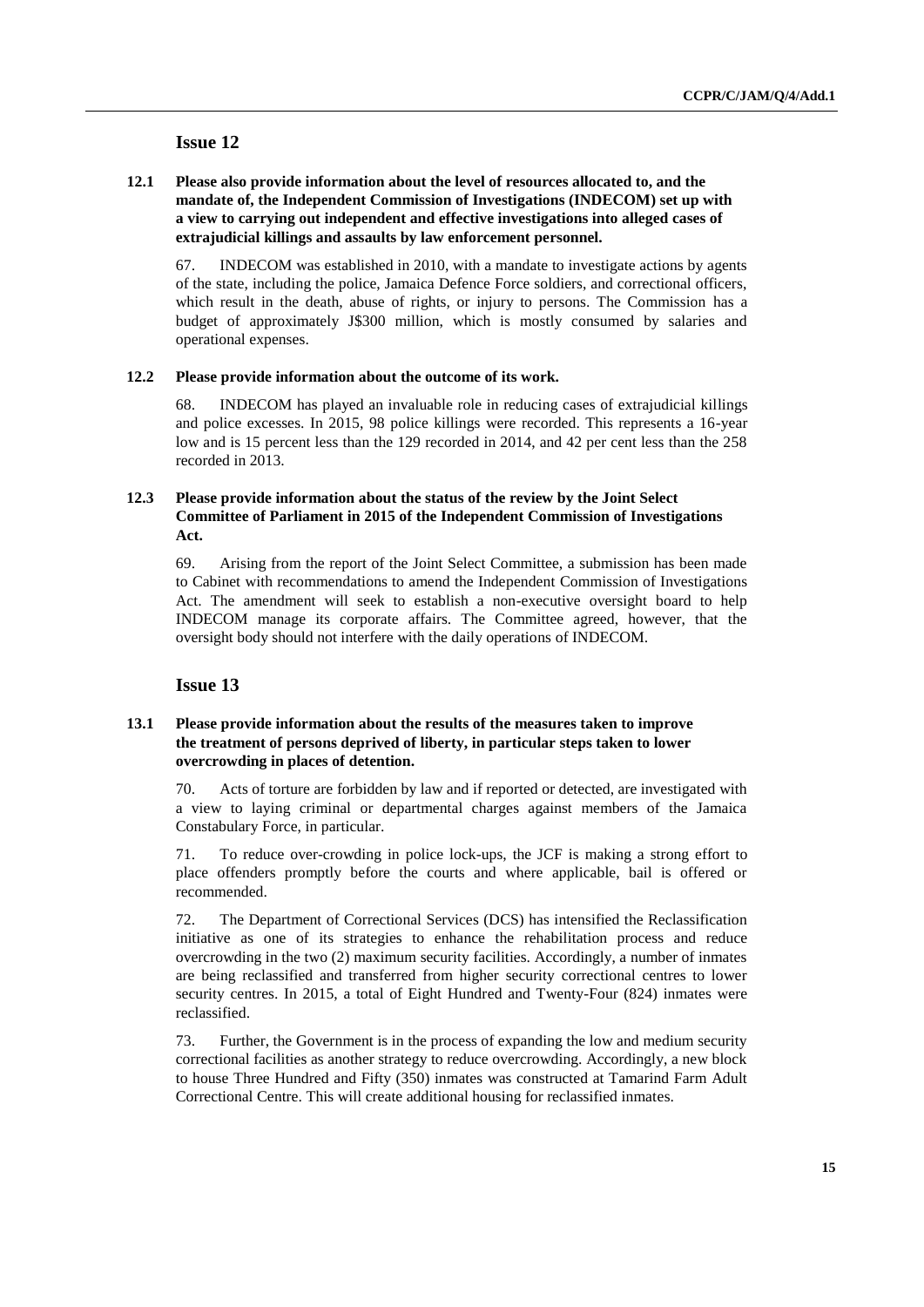## Issue 12

**12.1 Please also provide information about the level of resources allocated to, and the mandate of, the Independent Commission of Investigations (INDECOM) set up with a view to carrying out independent and effective investigations into alleged cases of extrajudicial killings and assaults by law enforcement personnel.**

67. INDECOM was established in 2010, with a mandate to investigate actions by agents of the state, including the police, Jamaica Defence Force soldiers, and correctional officers, which result in the death, abuse of rights, or injury to persons. The Commission has a budget of approximately J$300 million, which is mostly consumed by salaries and operational expenses.

**12.2 Please provide information about the outcome of its work.**

68. INDECOM has played an invaluable role in reducing cases of extrajudicial killings and police excesses. In 2015, 98 police killings were recorded. This represents a 16-year low and is 15 percent less than the 129 recorded in 2014, and 42 per cent less than the 258 recorded in 2013.

**12.3 Please provide information about the status of the review by the Joint Select Committee of Parliament in 2015 of the Independent Commission of Investigations Act.**

69. Arising from the report of the Joint Select Committee, a submission has been made to Cabinet with recommendations to amend the Independent Commission of Investigations Act. The amendment will seek to establish a non-executive oversight board to help INDECOM manage its corporate affairs. The Committee agreed, however, that the oversight body should not interfere with the daily operations of INDECOM.

## Issue 13

**13.1 Please provide information about the results of the measures taken to improve the treatment of persons deprived of liberty, in particular steps taken to lower overcrowding in places of detention.**

70. Acts of torture are forbidden by law and if reported or detected, are investigated with a view to laying criminal or departmental charges against members of the Jamaica Constabulary Force, in particular.

71. To reduce over-crowding in police lock-ups, the JCF is making a strong effort to place offenders promptly before the courts and where applicable, bail is offered or recommended.

72. The Department of Correctional Services (DCS) has intensified the Reclassification initiative as one of its strategies to enhance the rehabilitation process and reduce overcrowding in the two (2) maximum security facilities. Accordingly, a number of inmates are being reclassified and transferred from higher security correctional centres to lower security centres. In 2015, a total of Eight Hundred and Twenty-Four (824) inmates were reclassified.

73. Further, the Government is in the process of expanding the low and medium security correctional facilities as another strategy to reduce overcrowding. Accordingly, a new block to house Three Hundred and Fifty (350) inmates was constructed at Tamarind Farm Adult Correctional Centre. This will create additional housing for reclassified inmates.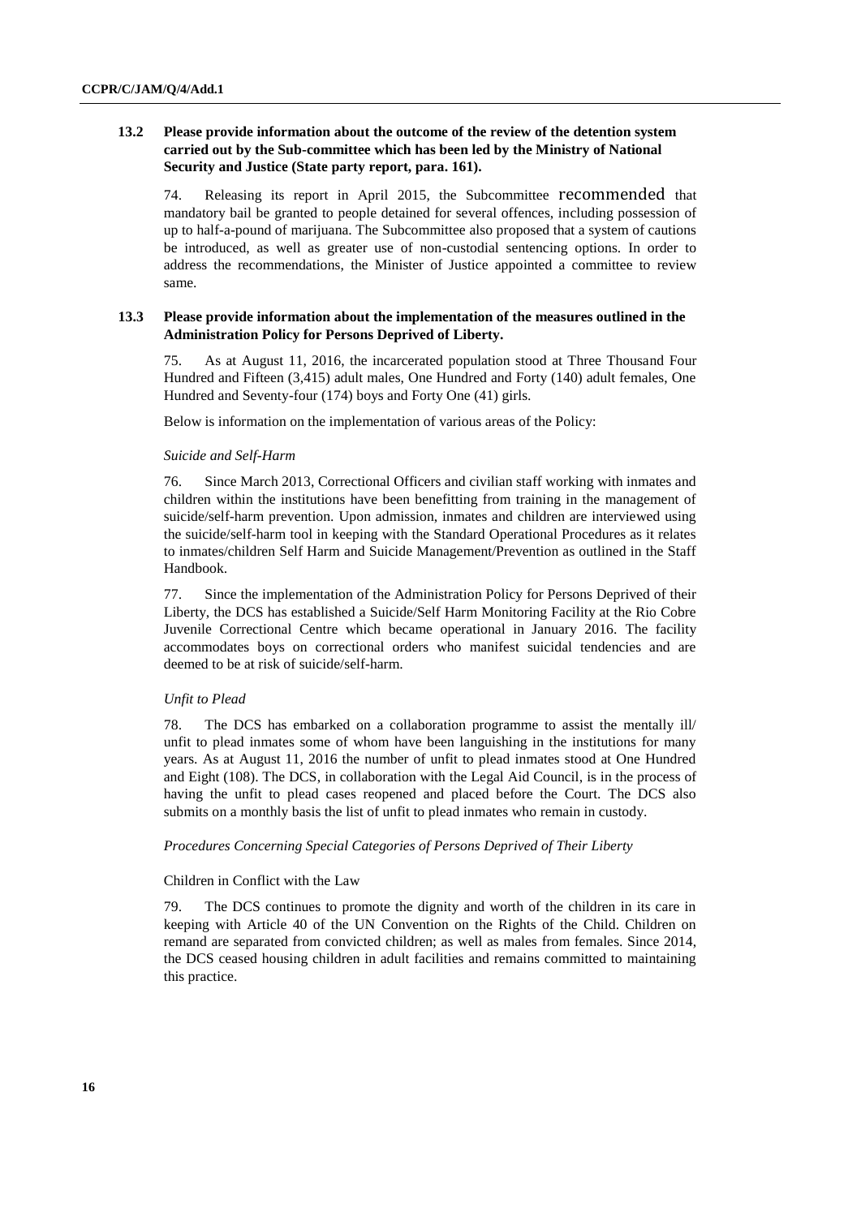**13.2 Please provide information about the outcome of the review of the detention system carried out by the Sub-committee which has been led by the Ministry of National Security and Justice (State party report, para. 161).**

74. Releasing its report in April 2015, the Subcommittee recommended that mandatory bail be granted to people detained for several offences, including possession of up to half-a-pound of marijuana. The Subcommittee also proposed that a system of cautions be introduced, as well as greater use of non-custodial sentencing options. In order to address the recommendations, the Minister of Justice appointed a committee to review same.

**13.3 Please provide information about the implementation of the measures outlined in the Administration Policy for Persons Deprived of Liberty.**

75. As at August 11, 2016, the incarcerated population stood at Three Thousand Four Hundred and Fifteen (3,415) adult males, One Hundred and Forty (140) adult females, One Hundred and Seventy-four (174) boys and Forty One (41) girls.

Below is information on the implementation of various areas of the Policy:

*Suicide and Self-Harm*

76. Since March 2013, Correctional Officers and civilian staff working with inmates and children within the institutions have been benefitting from training in the management of suicide/self-harm prevention. Upon admission, inmates and children are interviewed using the suicide/self-harm tool in keeping with the Standard Operational Procedures as it relates to inmates/children Self Harm and Suicide Management/Prevention as outlined in the Staff Handbook.

77. Since the implementation of the Administration Policy for Persons Deprived of their Liberty, the DCS has established a Suicide/Self Harm Monitoring Facility at the Rio Cobre Juvenile Correctional Centre which became operational in January 2016. The facility accommodates boys on correctional orders who manifest suicidal tendencies and are deemed to be at risk of suicide/self-harm.

*Unfit to Plead*

78. The DCS has embarked on a collaboration programme to assist the mentally ill/ unfit to plead inmates some of whom have been languishing in the institutions for many years. As at August 11, 2016 the number of unfit to plead inmates stood at One Hundred and Eight (108). The DCS, in collaboration with the Legal Aid Council, is in the process of having the unfit to plead cases reopened and placed before the Court. The DCS also submits on a monthly basis the list of unfit to plead inmates who remain in custody.

*Procedures Concerning Special Categories of Persons Deprived of Their Liberty*

Children in Conflict with the Law

79. The DCS continues to promote the dignity and worth of the children in its care in keeping with Article 40 of the UN Convention on the Rights of the Child. Children on remand are separated from convicted children; as well as males from females. Since 2014, the DCS ceased housing children in adult facilities and remains committed to maintaining this practice.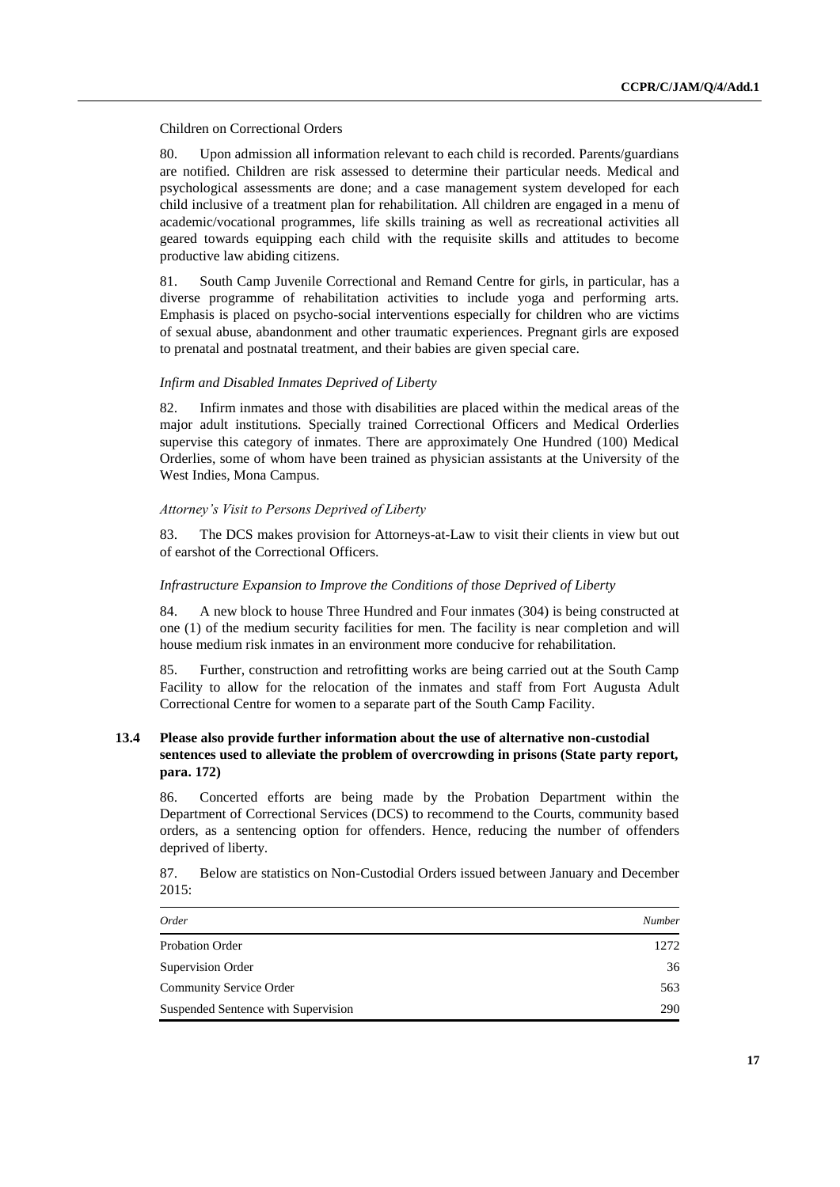Children on Correctional Orders

80. Upon admission all information relevant to each child is recorded. Parents/guardians are notified. Children are risk assessed to determine their particular needs. Medical and psychological assessments are done; and a case management system developed for each child inclusive of a treatment plan for rehabilitation. All children are engaged in a menu of academic/vocational programmes, life skills training as well as recreational activities all geared towards equipping each child with the requisite skills and attitudes to become productive law abiding citizens.

81. South Camp Juvenile Correctional and Remand Centre for girls, in particular, has a diverse programme of rehabilitation activities to include yoga and performing arts. Emphasis is placed on psycho-social interventions especially for children who are victims of sexual abuse, abandonment and other traumatic experiences. Pregnant girls are exposed to prenatal and postnatal treatment, and their babies are given special care.

*Infirm and Disabled Inmates Deprived of Liberty*

82. Infirm inmates and those with disabilities are placed within the medical areas of the major adult institutions. Specially trained Correctional Officers and Medical Orderlies supervise this category of inmates. There are approximately One Hundred (100) Medical Orderlies, some of whom have been trained as physician assistants at the University of the West Indies, Mona Campus.

*Attorney's Visit to Persons Deprived of Liberty*

83. The DCS makes provision for Attorneys-at-Law to visit their clients in view but out of earshot of the Correctional Officers.

*Infrastructure Expansion to Improve the Conditions of those Deprived of Liberty*

84. A new block to house Three Hundred and Four inmates (304) is being constructed at one (1) of the medium security facilities for men. The facility is near completion and will house medium risk inmates in an environment more conducive for rehabilitation.

85. Further, construction and retrofitting works are being carried out at the South Camp Facility to allow for the relocation of the inmates and staff from Fort Augusta Adult Correctional Centre for women to a separate part of the South Camp Facility.

**13.4 Please also provide further information about the use of alternative non-custodial sentences used to alleviate the problem of overcrowding in prisons (State party report, para. 172)**

86. Concerted efforts are being made by the Probation Department within the Department of Correctional Services (DCS) to recommend to the Courts, community based orders, as a sentencing option for offenders. Hence, reducing the number of offenders deprived of liberty.

87. Below are statistics on Non-Custodial Orders issued between January and December 2015:

| *Order* | *Number* |
|---|---|
| Probation Order | 1272 |
| Supervision Order | 36 |
| Community Service Order | 563 |
| Suspended Sentence with Supervision | 290 |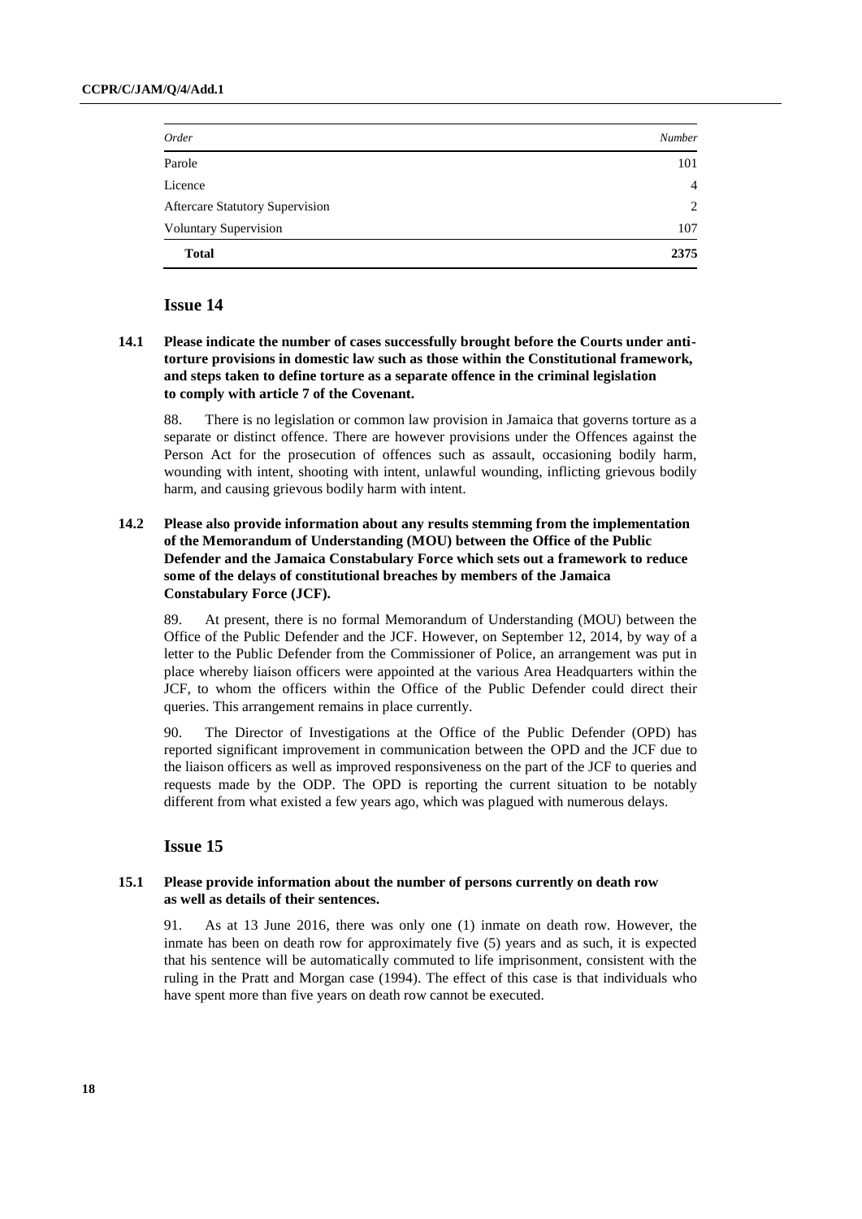| *Order* | *Number* |
|---|---|
| Parole | 101 |
| Licence | 4 |
| Aftercare Statutory Supervision | 2 |
| Voluntary Supervision | 107 |
| **Total** | **2375** |

## Issue 14

### 14.1 Please indicate the number of cases successfully brought before the Courts under anti-torture provisions in domestic law such as those within the Constitutional framework, and steps taken to define torture as a separate offence in the criminal legislation to comply with article 7 of the Covenant.

88. There is no legislation or common law provision in Jamaica that governs torture as a separate or distinct offence. There are however provisions under the Offences against the Person Act for the prosecution of offences such as assault, occasioning bodily harm, wounding with intent, shooting with intent, unlawful wounding, inflicting grievous bodily harm, and causing grievous bodily harm with intent.

### 14.2 Please also provide information about any results stemming from the implementation of the Memorandum of Understanding (MOU) between the Office of the Public Defender and the Jamaica Constabulary Force which sets out a framework to reduce some of the delays of constitutional breaches by members of the Jamaica Constabulary Force (JCF).

89. At present, there is no formal Memorandum of Understanding (MOU) between the Office of the Public Defender and the JCF. However, on September 12, 2014, by way of a letter to the Public Defender from the Commissioner of Police, an arrangement was put in place whereby liaison officers were appointed at the various Area Headquarters within the JCF, to whom the officers within the Office of the Public Defender could direct their queries. This arrangement remains in place currently.

90. The Director of Investigations at the Office of the Public Defender (OPD) has reported significant improvement in communication between the OPD and the JCF due to the liaison officers as well as improved responsiveness on the part of the JCF to queries and requests made by the ODP. The OPD is reporting the current situation to be notably different from what existed a few years ago, which was plagued with numerous delays.

## Issue 15

### 15.1 Please provide information about the number of persons currently on death row as well as details of their sentences.

91. As at 13 June 2016, there was only one (1) inmate on death row. However, the inmate has been on death row for approximately five (5) years and as such, it is expected that his sentence will be automatically commuted to life imprisonment, consistent with the ruling in the Pratt and Morgan case (1994). The effect of this case is that individuals who have spent more than five years on death row cannot be executed.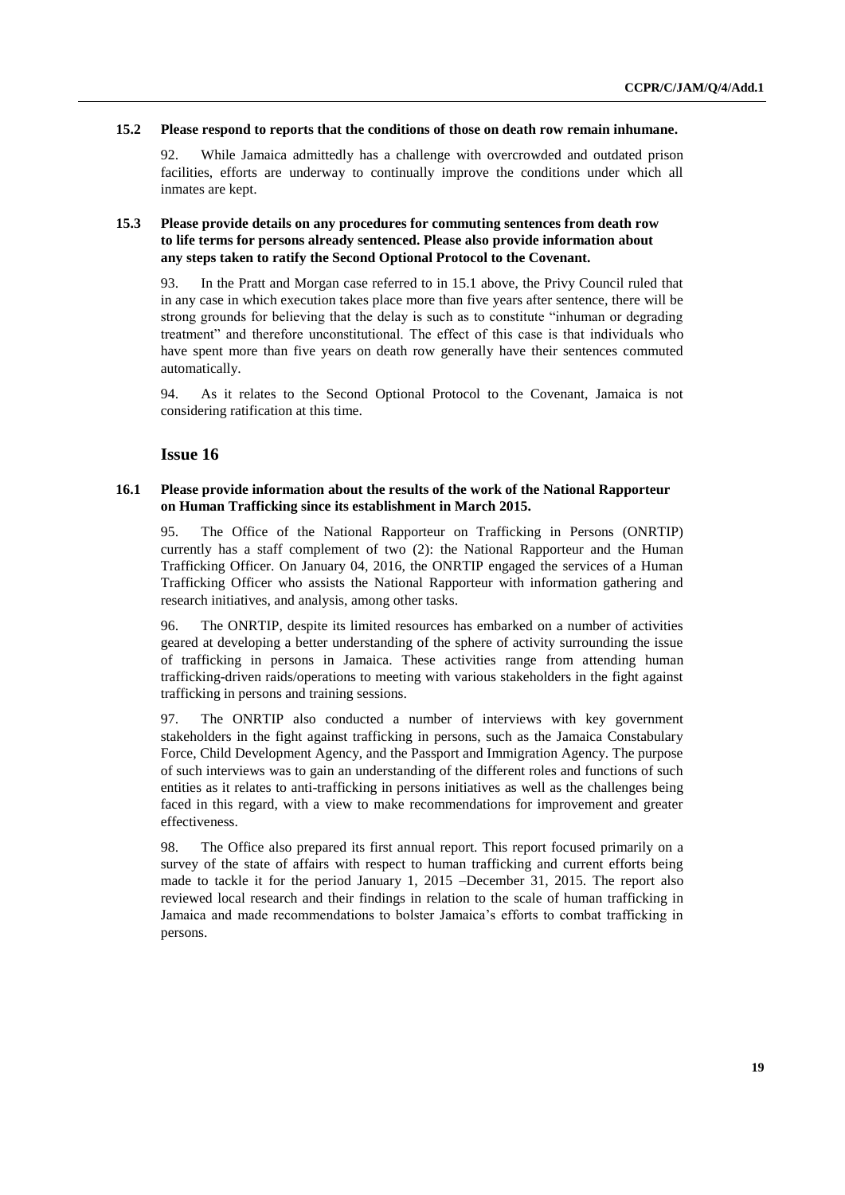**15.2 Please respond to reports that the conditions of those on death row remain inhumane.**

92. While Jamaica admittedly has a challenge with overcrowded and outdated prison facilities, efforts are underway to continually improve the conditions under which all inmates are kept.

**15.3 Please provide details on any procedures for commuting sentences from death row to life terms for persons already sentenced. Please also provide information about any steps taken to ratify the Second Optional Protocol to the Covenant.**

93. In the Pratt and Morgan case referred to in 15.1 above, the Privy Council ruled that in any case in which execution takes place more than five years after sentence, there will be strong grounds for believing that the delay is such as to constitute "inhuman or degrading treatment" and therefore unconstitutional. The effect of this case is that individuals who have spent more than five years on death row generally have their sentences commuted automatically.

94. As it relates to the Second Optional Protocol to the Covenant, Jamaica is not considering ratification at this time.

## Issue 16

**16.1 Please provide information about the results of the work of the National Rapporteur on Human Trafficking since its establishment in March 2015.**

95. The Office of the National Rapporteur on Trafficking in Persons (ONRTIP) currently has a staff complement of two (2): the National Rapporteur and the Human Trafficking Officer. On January 04, 2016, the ONRTIP engaged the services of a Human Trafficking Officer who assists the National Rapporteur with information gathering and research initiatives, and analysis, among other tasks.

96. The ONRTIP, despite its limited resources has embarked on a number of activities geared at developing a better understanding of the sphere of activity surrounding the issue of trafficking in persons in Jamaica. These activities range from attending human trafficking-driven raids/operations to meeting with various stakeholders in the fight against trafficking in persons and training sessions.

97. The ONRTIP also conducted a number of interviews with key government stakeholders in the fight against trafficking in persons, such as the Jamaica Constabulary Force, Child Development Agency, and the Passport and Immigration Agency. The purpose of such interviews was to gain an understanding of the different roles and functions of such entities as it relates to anti-trafficking in persons initiatives as well as the challenges being faced in this regard, with a view to make recommendations for improvement and greater effectiveness.

98. The Office also prepared its first annual report. This report focused primarily on a survey of the state of affairs with respect to human trafficking and current efforts being made to tackle it for the period January 1, 2015 –December 31, 2015. The report also reviewed local research and their findings in relation to the scale of human trafficking in Jamaica and made recommendations to bolster Jamaica's efforts to combat trafficking in persons.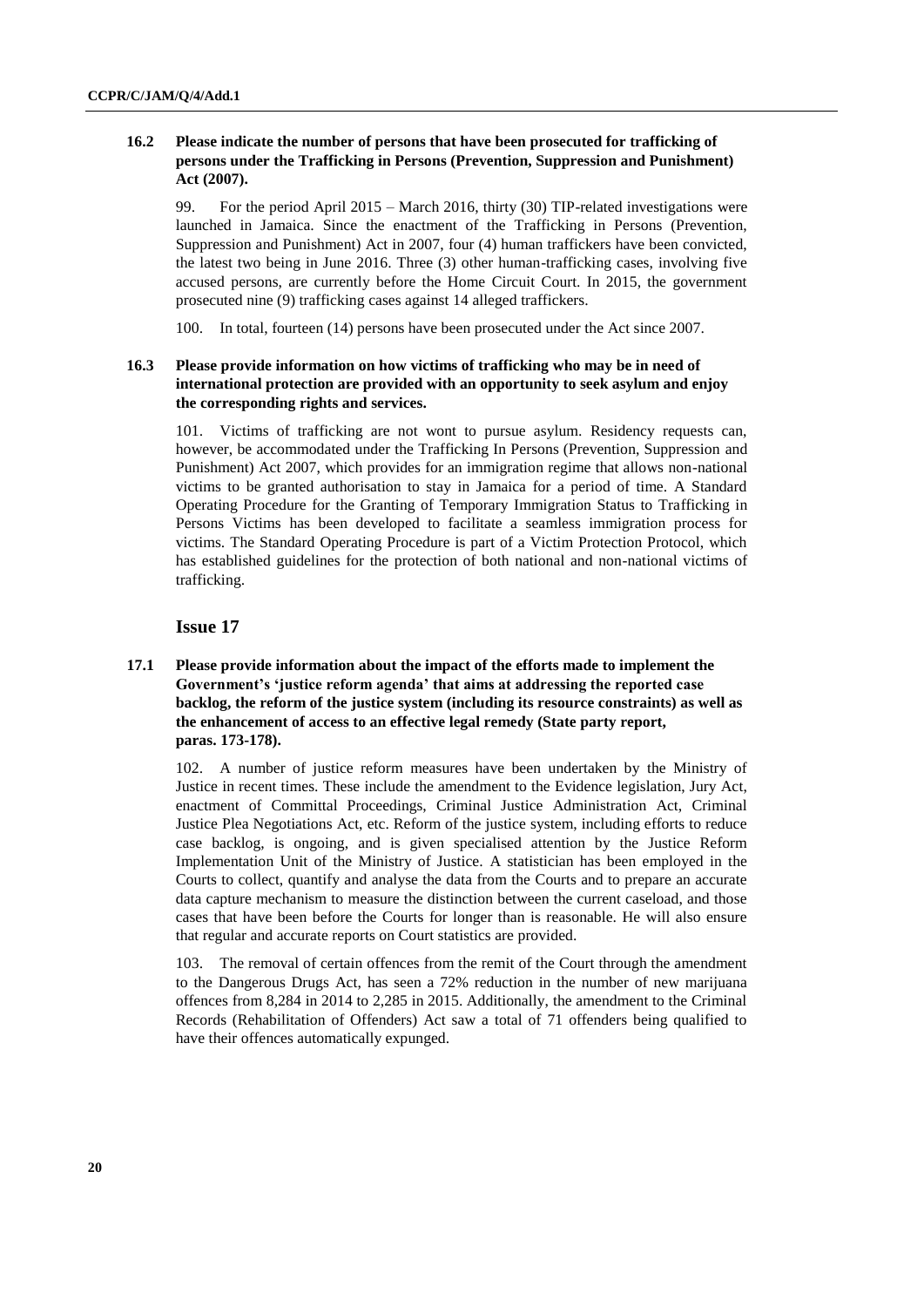### 16.2 Please indicate the number of persons that have been prosecuted for trafficking of persons under the Trafficking in Persons (Prevention, Suppression and Punishment) Act (2007).

99. For the period April 2015 – March 2016, thirty (30) TIP-related investigations were launched in Jamaica. Since the enactment of the Trafficking in Persons (Prevention, Suppression and Punishment) Act in 2007, four (4) human traffickers have been convicted, the latest two being in June 2016. Three (3) other human-trafficking cases, involving five accused persons, are currently before the Home Circuit Court. In 2015, the government prosecuted nine (9) trafficking cases against 14 alleged traffickers.

100. In total, fourteen (14) persons have been prosecuted under the Act since 2007.

### 16.3 Please provide information on how victims of trafficking who may be in need of international protection are provided with an opportunity to seek asylum and enjoy the corresponding rights and services.

101. Victims of trafficking are not wont to pursue asylum. Residency requests can, however, be accommodated under the Trafficking In Persons (Prevention, Suppression and Punishment) Act 2007, which provides for an immigration regime that allows non-national victims to be granted authorisation to stay in Jamaica for a period of time. A Standard Operating Procedure for the Granting of Temporary Immigration Status to Trafficking in Persons Victims has been developed to facilitate a seamless immigration process for victims. The Standard Operating Procedure is part of a Victim Protection Protocol, which has established guidelines for the protection of both national and non-national victims of trafficking.

## Issue 17

### 17.1 Please provide information about the impact of the efforts made to implement the Government's 'justice reform agenda' that aims at addressing the reported case backlog, the reform of the justice system (including its resource constraints) as well as the enhancement of access to an effective legal remedy (State party report, paras. 173-178).

102. A number of justice reform measures have been undertaken by the Ministry of Justice in recent times. These include the amendment to the Evidence legislation, Jury Act, enactment of Committal Proceedings, Criminal Justice Administration Act, Criminal Justice Plea Negotiations Act, etc. Reform of the justice system, including efforts to reduce case backlog, is ongoing, and is given specialised attention by the Justice Reform Implementation Unit of the Ministry of Justice. A statistician has been employed in the Courts to collect, quantify and analyse the data from the Courts and to prepare an accurate data capture mechanism to measure the distinction between the current caseload, and those cases that have been before the Courts for longer than is reasonable. He will also ensure that regular and accurate reports on Court statistics are provided.

103. The removal of certain offences from the remit of the Court through the amendment to the Dangerous Drugs Act, has seen a 72% reduction in the number of new marijuana offences from 8,284 in 2014 to 2,285 in 2015. Additionally, the amendment to the Criminal Records (Rehabilitation of Offenders) Act saw a total of 71 offenders being qualified to have their offences automatically expunged.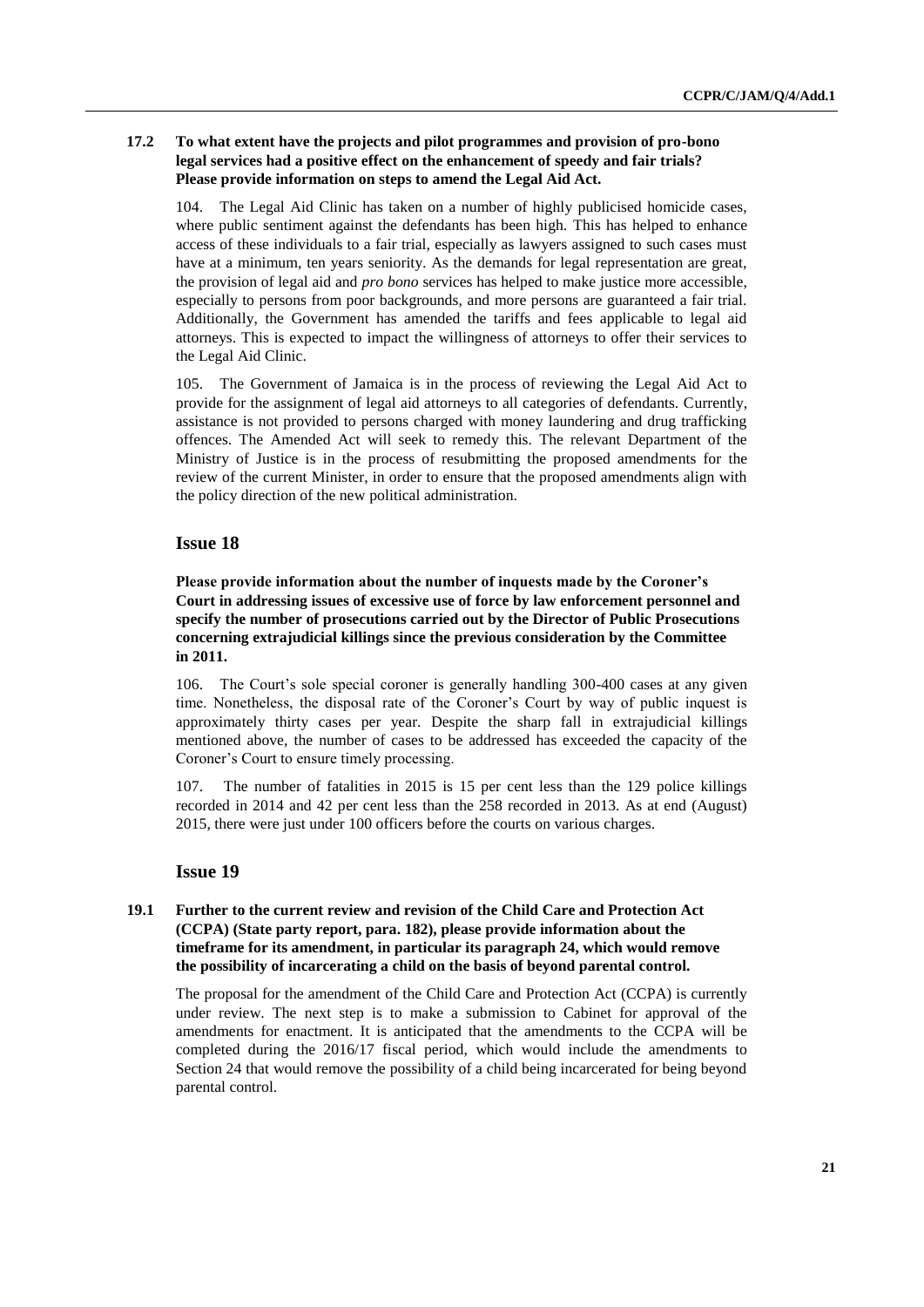**17.2 To what extent have the projects and pilot programmes and provision of pro-bono legal services had a positive effect on the enhancement of speedy and fair trials? Please provide information on steps to amend the Legal Aid Act.**

104. The Legal Aid Clinic has taken on a number of highly publicised homicide cases, where public sentiment against the defendants has been high. This has helped to enhance access of these individuals to a fair trial, especially as lawyers assigned to such cases must have at a minimum, ten years seniority. As the demands for legal representation are great, the provision of legal aid and *pro bono* services has helped to make justice more accessible, especially to persons from poor backgrounds, and more persons are guaranteed a fair trial. Additionally, the Government has amended the tariffs and fees applicable to legal aid attorneys. This is expected to impact the willingness of attorneys to offer their services to the Legal Aid Clinic.

105. The Government of Jamaica is in the process of reviewing the Legal Aid Act to provide for the assignment of legal aid attorneys to all categories of defendants. Currently, assistance is not provided to persons charged with money laundering and drug trafficking offences. The Amended Act will seek to remedy this. The relevant Department of the Ministry of Justice is in the process of resubmitting the proposed amendments for the review of the current Minister, in order to ensure that the proposed amendments align with the policy direction of the new political administration.

## Issue 18

**Please provide information about the number of inquests made by the Coroner's Court in addressing issues of excessive use of force by law enforcement personnel and specify the number of prosecutions carried out by the Director of Public Prosecutions concerning extrajudicial killings since the previous consideration by the Committee in 2011.**

106. The Court's sole special coroner is generally handling 300-400 cases at any given time. Nonetheless, the disposal rate of the Coroner's Court by way of public inquest is approximately thirty cases per year. Despite the sharp fall in extrajudicial killings mentioned above, the number of cases to be addressed has exceeded the capacity of the Coroner's Court to ensure timely processing.

107. The number of fatalities in 2015 is 15 per cent less than the 129 police killings recorded in 2014 and 42 per cent less than the 258 recorded in 2013. As at end (August) 2015, there were just under 100 officers before the courts on various charges.

## Issue 19

**19.1 Further to the current review and revision of the Child Care and Protection Act (CCPA) (State party report, para. 182), please provide information about the timeframe for its amendment, in particular its paragraph 24, which would remove the possibility of incarcerating a child on the basis of beyond parental control.**

The proposal for the amendment of the Child Care and Protection Act (CCPA) is currently under review. The next step is to make a submission to Cabinet for approval of the amendments for enactment. It is anticipated that the amendments to the CCPA will be completed during the 2016/17 fiscal period, which would include the amendments to Section 24 that would remove the possibility of a child being incarcerated for being beyond parental control.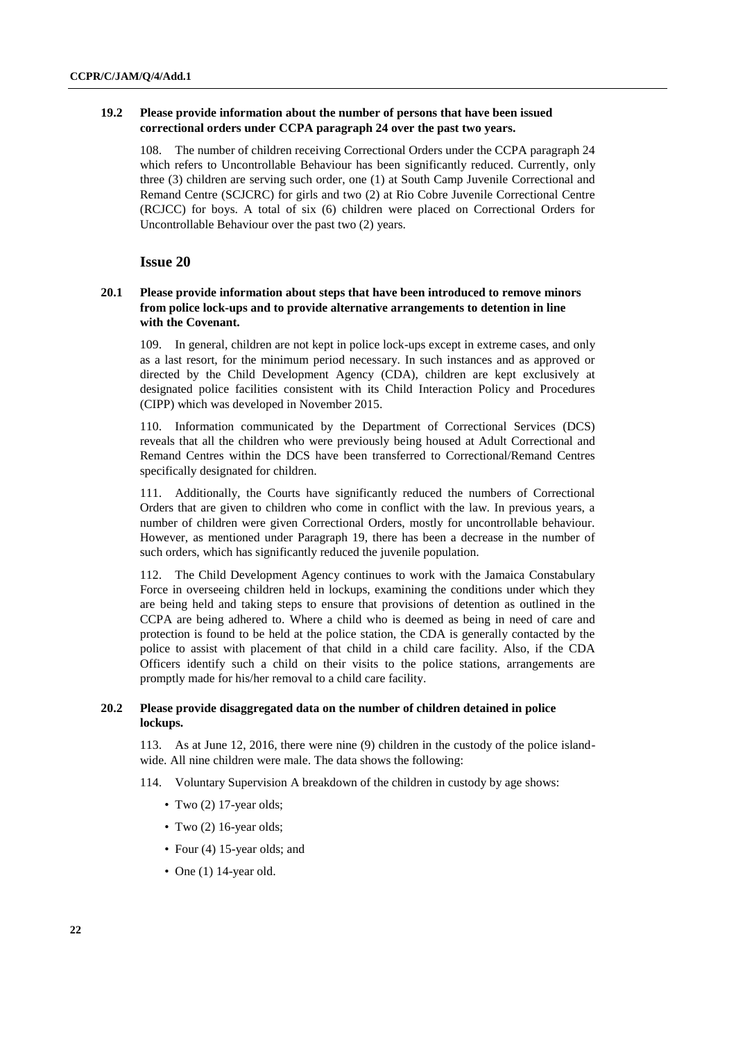**19.2 Please provide information about the number of persons that have been issued correctional orders under CCPA paragraph 24 over the past two years.**

108. The number of children receiving Correctional Orders under the CCPA paragraph 24 which refers to Uncontrollable Behaviour has been significantly reduced. Currently, only three (3) children are serving such order, one (1) at South Camp Juvenile Correctional and Remand Centre (SCJCRC) for girls and two (2) at Rio Cobre Juvenile Correctional Centre (RCJCC) for boys. A total of six (6) children were placed on Correctional Orders for Uncontrollable Behaviour over the past two (2) years.

## Issue 20

**20.1 Please provide information about steps that have been introduced to remove minors from police lock-ups and to provide alternative arrangements to detention in line with the Covenant.**

109. In general, children are not kept in police lock-ups except in extreme cases, and only as a last resort, for the minimum period necessary. In such instances and as approved or directed by the Child Development Agency (CDA), children are kept exclusively at designated police facilities consistent with its Child Interaction Policy and Procedures (CIPP) which was developed in November 2015.

110. Information communicated by the Department of Correctional Services (DCS) reveals that all the children who were previously being housed at Adult Correctional and Remand Centres within the DCS have been transferred to Correctional/Remand Centres specifically designated for children.

111. Additionally, the Courts have significantly reduced the numbers of Correctional Orders that are given to children who come in conflict with the law. In previous years, a number of children were given Correctional Orders, mostly for uncontrollable behaviour. However, as mentioned under Paragraph 19, there has been a decrease in the number of such orders, which has significantly reduced the juvenile population.

112. The Child Development Agency continues to work with the Jamaica Constabulary Force in overseeing children held in lockups, examining the conditions under which they are being held and taking steps to ensure that provisions of detention as outlined in the CCPA are being adhered to. Where a child who is deemed as being in need of care and protection is found to be held at the police station, the CDA is generally contacted by the police to assist with placement of that child in a child care facility. Also, if the CDA Officers identify such a child on their visits to the police stations, arrangements are promptly made for his/her removal to a child care facility.

**20.2 Please provide disaggregated data on the number of children detained in police lockups.**

113. As at June 12, 2016, there were nine (9) children in the custody of the police island-wide. All nine children were male. The data shows the following:

114. Voluntary Supervision A breakdown of the children in custody by age shows:

- Two (2) 17-year olds;
- Two (2) 16-year olds;
- Four (4) 15-year olds; and
- One (1) 14-year old.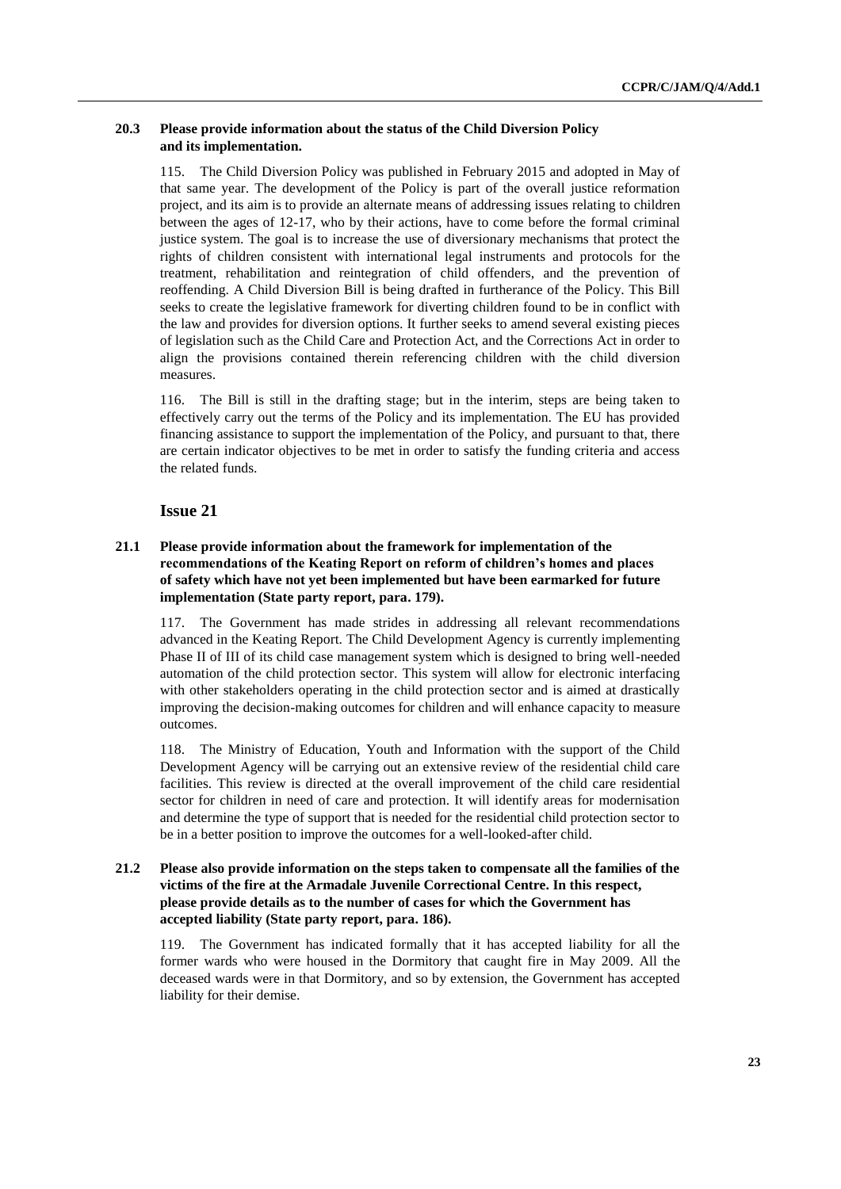**20.3 Please provide information about the status of the Child Diversion Policy and its implementation.**

115. The Child Diversion Policy was published in February 2015 and adopted in May of that same year. The development of the Policy is part of the overall justice reformation project, and its aim is to provide an alternate means of addressing issues relating to children between the ages of 12-17, who by their actions, have to come before the formal criminal justice system. The goal is to increase the use of diversionary mechanisms that protect the rights of children consistent with international legal instruments and protocols for the treatment, rehabilitation and reintegration of child offenders, and the prevention of reoffending. A Child Diversion Bill is being drafted in furtherance of the Policy. This Bill seeks to create the legislative framework for diverting children found to be in conflict with the law and provides for diversion options. It further seeks to amend several existing pieces of legislation such as the Child Care and Protection Act, and the Corrections Act in order to align the provisions contained therein referencing children with the child diversion measures.

116. The Bill is still in the drafting stage; but in the interim, steps are being taken to effectively carry out the terms of the Policy and its implementation. The EU has provided financing assistance to support the implementation of the Policy, and pursuant to that, there are certain indicator objectives to be met in order to satisfy the funding criteria and access the related funds.

## Issue 21

**21.1 Please provide information about the framework for implementation of the recommendations of the Keating Report on reform of children's homes and places of safety which have not yet been implemented but have been earmarked for future implementation (State party report, para. 179).**

117. The Government has made strides in addressing all relevant recommendations advanced in the Keating Report. The Child Development Agency is currently implementing Phase II of III of its child case management system which is designed to bring well-needed automation of the child protection sector. This system will allow for electronic interfacing with other stakeholders operating in the child protection sector and is aimed at drastically improving the decision-making outcomes for children and will enhance capacity to measure outcomes.

118. The Ministry of Education, Youth and Information with the support of the Child Development Agency will be carrying out an extensive review of the residential child care facilities. This review is directed at the overall improvement of the child care residential sector for children in need of care and protection. It will identify areas for modernisation and determine the type of support that is needed for the residential child protection sector to be in a better position to improve the outcomes for a well-looked-after child.

**21.2 Please also provide information on the steps taken to compensate all the families of the victims of the fire at the Armadale Juvenile Correctional Centre. In this respect, please provide details as to the number of cases for which the Government has accepted liability (State party report, para. 186).**

119. The Government has indicated formally that it has accepted liability for all the former wards who were housed in the Dormitory that caught fire in May 2009. All the deceased wards were in that Dormitory, and so by extension, the Government has accepted liability for their demise.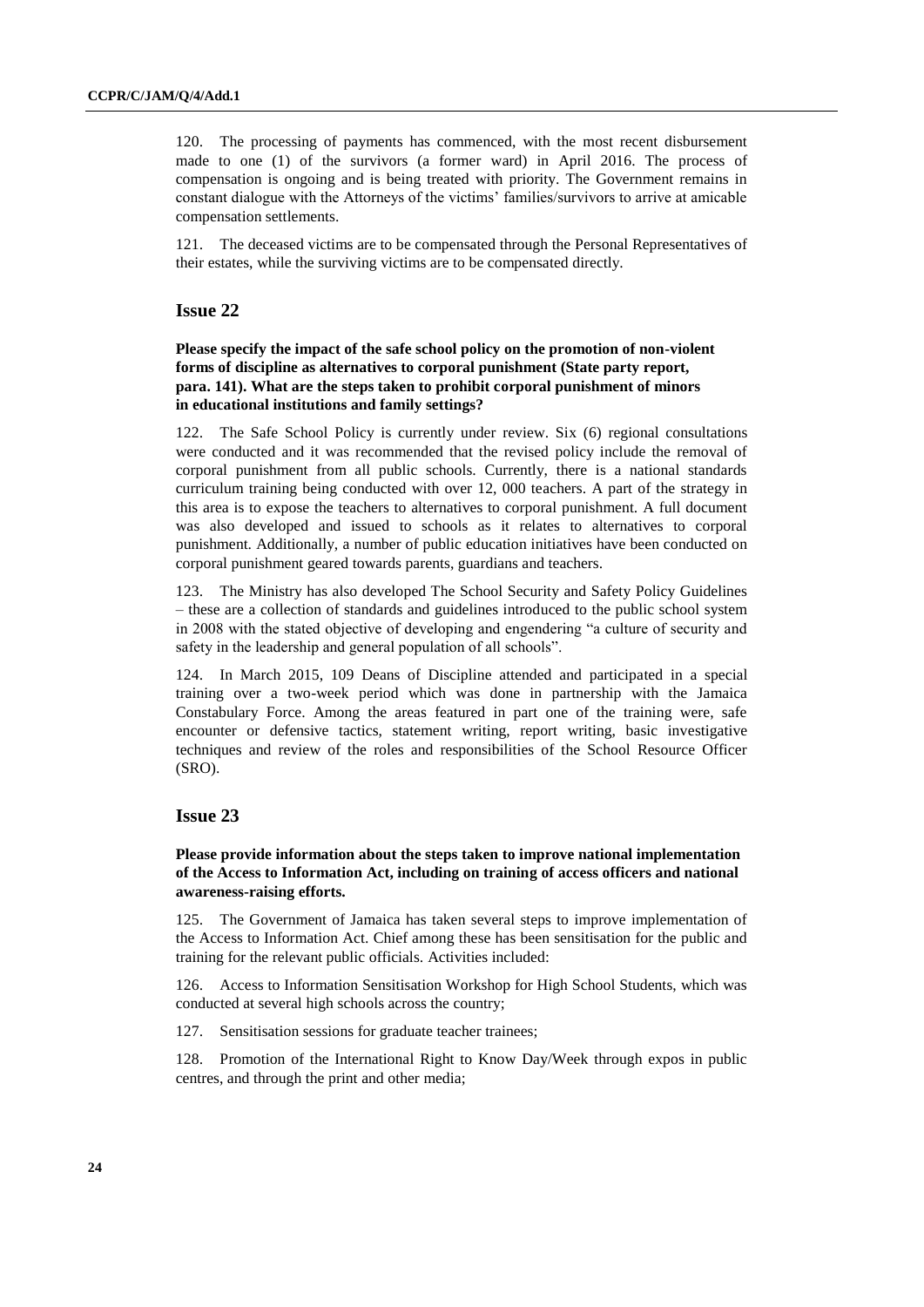120. The processing of payments has commenced, with the most recent disbursement made to one (1) of the survivors (a former ward) in April 2016. The process of compensation is ongoing and is being treated with priority. The Government remains in constant dialogue with the Attorneys of the victims' families/survivors to arrive at amicable compensation settlements.

121. The deceased victims are to be compensated through the Personal Representatives of their estates, while the surviving victims are to be compensated directly.

## Issue 22

**Please specify the impact of the safe school policy on the promotion of non-violent forms of discipline as alternatives to corporal punishment (State party report, para. 141). What are the steps taken to prohibit corporal punishment of minors in educational institutions and family settings?**

122. The Safe School Policy is currently under review. Six (6) regional consultations were conducted and it was recommended that the revised policy include the removal of corporal punishment from all public schools. Currently, there is a national standards curriculum training being conducted with over 12, 000 teachers. A part of the strategy in this area is to expose the teachers to alternatives to corporal punishment. A full document was also developed and issued to schools as it relates to alternatives to corporal punishment. Additionally, a number of public education initiatives have been conducted on corporal punishment geared towards parents, guardians and teachers.

123. The Ministry has also developed The School Security and Safety Policy Guidelines – these are a collection of standards and guidelines introduced to the public school system in 2008 with the stated objective of developing and engendering "a culture of security and safety in the leadership and general population of all schools".

124. In March 2015, 109 Deans of Discipline attended and participated in a special training over a two-week period which was done in partnership with the Jamaica Constabulary Force. Among the areas featured in part one of the training were, safe encounter or defensive tactics, statement writing, report writing, basic investigative techniques and review of the roles and responsibilities of the School Resource Officer (SRO).

## Issue 23

**Please provide information about the steps taken to improve national implementation of the Access to Information Act, including on training of access officers and national awareness-raising efforts.**

125. The Government of Jamaica has taken several steps to improve implementation of the Access to Information Act. Chief among these has been sensitisation for the public and training for the relevant public officials. Activities included:

126. Access to Information Sensitisation Workshop for High School Students, which was conducted at several high schools across the country;

127. Sensitisation sessions for graduate teacher trainees;

128. Promotion of the International Right to Know Day/Week through expos in public centres, and through the print and other media;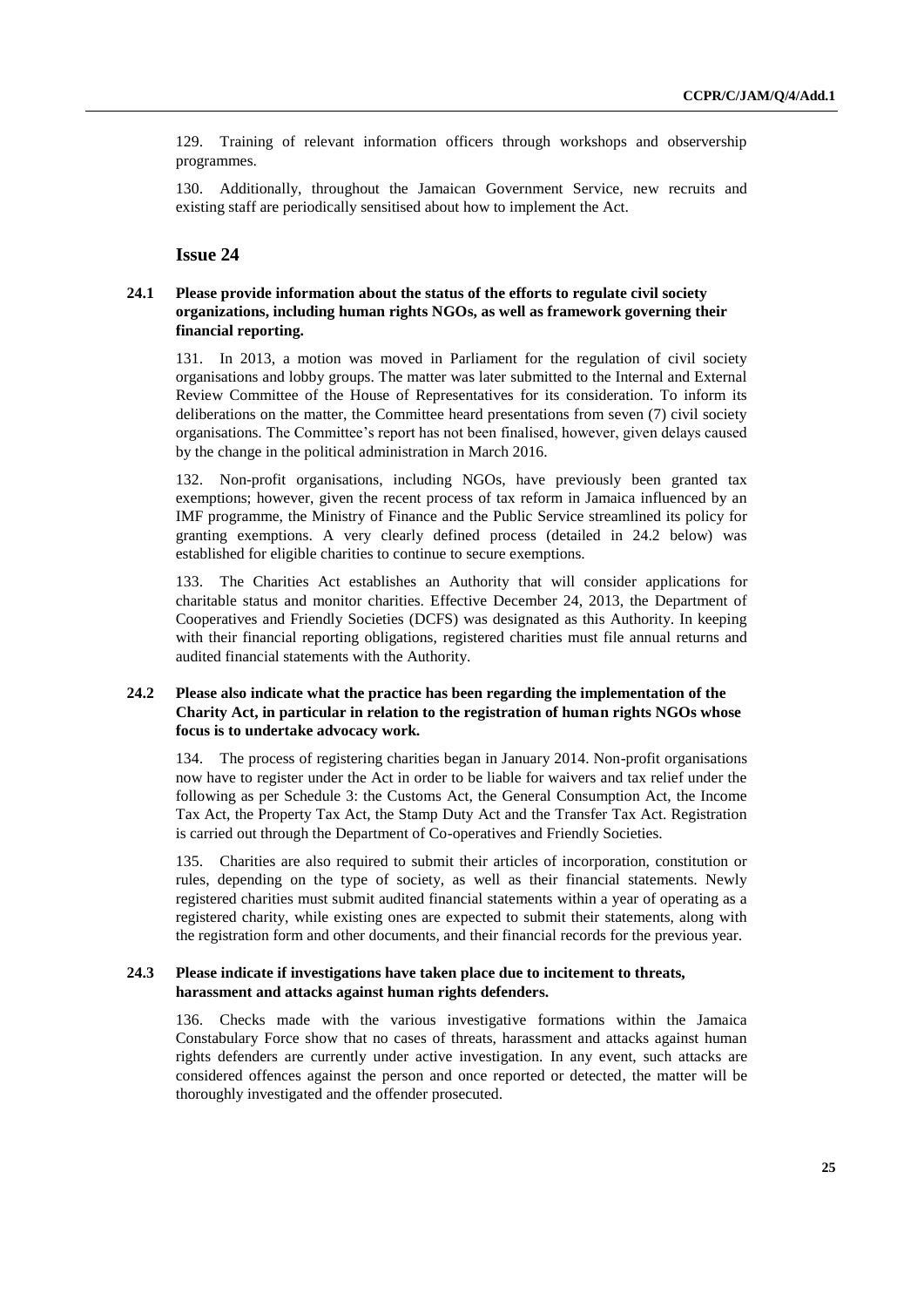129. Training of relevant information officers through workshops and observership programmes.

130. Additionally, throughout the Jamaican Government Service, new recruits and existing staff are periodically sensitised about how to implement the Act.

## Issue 24

### 24.1 Please provide information about the status of the efforts to regulate civil society organizations, including human rights NGOs, as well as framework governing their financial reporting.

131. In 2013, a motion was moved in Parliament for the regulation of civil society organisations and lobby groups. The matter was later submitted to the Internal and External Review Committee of the House of Representatives for its consideration. To inform its deliberations on the matter, the Committee heard presentations from seven (7) civil society organisations. The Committee's report has not been finalised, however, given delays caused by the change in the political administration in March 2016.

132. Non-profit organisations, including NGOs, have previously been granted tax exemptions; however, given the recent process of tax reform in Jamaica influenced by an IMF programme, the Ministry of Finance and the Public Service streamlined its policy for granting exemptions. A very clearly defined process (detailed in 24.2 below) was established for eligible charities to continue to secure exemptions.

133. The Charities Act establishes an Authority that will consider applications for charitable status and monitor charities. Effective December 24, 2013, the Department of Cooperatives and Friendly Societies (DCFS) was designated as this Authority. In keeping with their financial reporting obligations, registered charities must file annual returns and audited financial statements with the Authority.

### 24.2 Please also indicate what the practice has been regarding the implementation of the Charity Act, in particular in relation to the registration of human rights NGOs whose focus is to undertake advocacy work.

134. The process of registering charities began in January 2014. Non-profit organisations now have to register under the Act in order to be liable for waivers and tax relief under the following as per Schedule 3: the Customs Act, the General Consumption Act, the Income Tax Act, the Property Tax Act, the Stamp Duty Act and the Transfer Tax Act. Registration is carried out through the Department of Co-operatives and Friendly Societies.

135. Charities are also required to submit their articles of incorporation, constitution or rules, depending on the type of society, as well as their financial statements. Newly registered charities must submit audited financial statements within a year of operating as a registered charity, while existing ones are expected to submit their statements, along with the registration form and other documents, and their financial records for the previous year.

### 24.3 Please indicate if investigations have taken place due to incitement to threats, harassment and attacks against human rights defenders.

136. Checks made with the various investigative formations within the Jamaica Constabulary Force show that no cases of threats, harassment and attacks against human rights defenders are currently under active investigation. In any event, such attacks are considered offences against the person and once reported or detected, the matter will be thoroughly investigated and the offender prosecuted.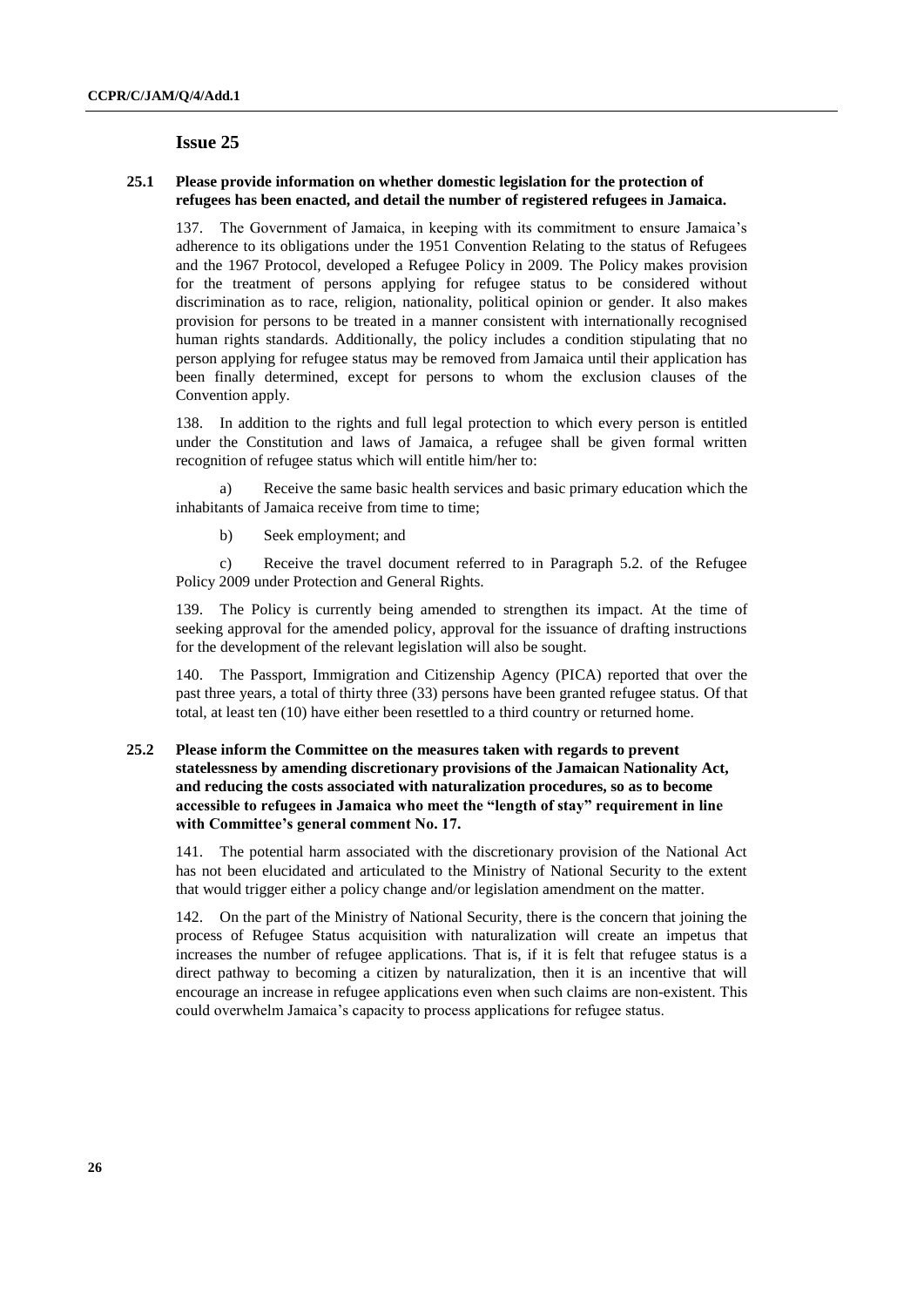## Issue 25

**25.1 Please provide information on whether domestic legislation for the protection of refugees has been enacted, and detail the number of registered refugees in Jamaica.**

137. The Government of Jamaica, in keeping with its commitment to ensure Jamaica's adherence to its obligations under the 1951 Convention Relating to the status of Refugees and the 1967 Protocol, developed a Refugee Policy in 2009. The Policy makes provision for the treatment of persons applying for refugee status to be considered without discrimination as to race, religion, nationality, political opinion or gender. It also makes provision for persons to be treated in a manner consistent with internationally recognised human rights standards. Additionally, the policy includes a condition stipulating that no person applying for refugee status may be removed from Jamaica until their application has been finally determined, except for persons to whom the exclusion clauses of the Convention apply.

138. In addition to the rights and full legal protection to which every person is entitled under the Constitution and laws of Jamaica, a refugee shall be given formal written recognition of refugee status which will entitle him/her to:

a) Receive the same basic health services and basic primary education which the inhabitants of Jamaica receive from time to time;

b) Seek employment; and

c) Receive the travel document referred to in Paragraph 5.2. of the Refugee Policy 2009 under Protection and General Rights.

139. The Policy is currently being amended to strengthen its impact. At the time of seeking approval for the amended policy, approval for the issuance of drafting instructions for the development of the relevant legislation will also be sought.

140. The Passport, Immigration and Citizenship Agency (PICA) reported that over the past three years, a total of thirty three (33) persons have been granted refugee status. Of that total, at least ten (10) have either been resettled to a third country or returned home.

**25.2 Please inform the Committee on the measures taken with regards to prevent statelessness by amending discretionary provisions of the Jamaican Nationality Act, and reducing the costs associated with naturalization procedures, so as to become accessible to refugees in Jamaica who meet the "length of stay" requirement in line with Committee's general comment No. 17.**

141. The potential harm associated with the discretionary provision of the National Act has not been elucidated and articulated to the Ministry of National Security to the extent that would trigger either a policy change and/or legislation amendment on the matter.

142. On the part of the Ministry of National Security, there is the concern that joining the process of Refugee Status acquisition with naturalization will create an impetus that increases the number of refugee applications. That is, if it is felt that refugee status is a direct pathway to becoming a citizen by naturalization, then it is an incentive that will encourage an increase in refugee applications even when such claims are non-existent. This could overwhelm Jamaica's capacity to process applications for refugee status.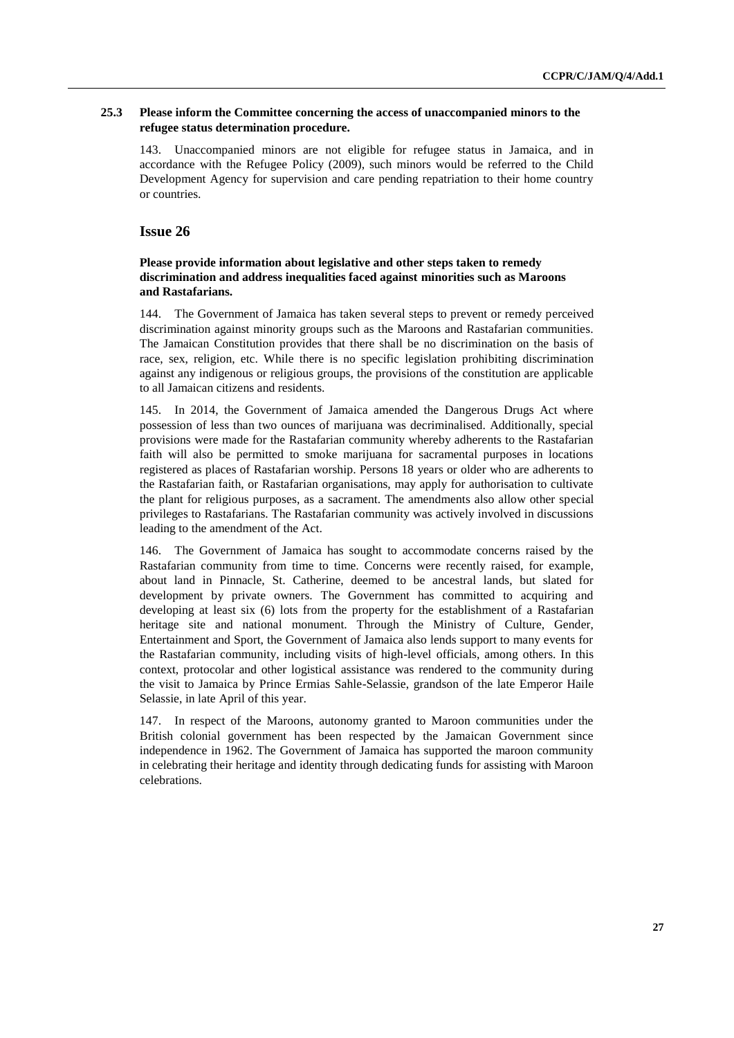### 25.3 Please inform the Committee concerning the access of unaccompanied minors to the refugee status determination procedure.

143. Unaccompanied minors are not eligible for refugee status in Jamaica, and in accordance with the Refugee Policy (2009), such minors would be referred to the Child Development Agency for supervision and care pending repatriation to their home country or countries.

## Issue 26

**Please provide information about legislative and other steps taken to remedy discrimination and address inequalities faced against minorities such as Maroons and Rastafarians.**

144. The Government of Jamaica has taken several steps to prevent or remedy perceived discrimination against minority groups such as the Maroons and Rastafarian communities. The Jamaican Constitution provides that there shall be no discrimination on the basis of race, sex, religion, etc. While there is no specific legislation prohibiting discrimination against any indigenous or religious groups, the provisions of the constitution are applicable to all Jamaican citizens and residents.

145. In 2014, the Government of Jamaica amended the Dangerous Drugs Act where possession of less than two ounces of marijuana was decriminalised. Additionally, special provisions were made for the Rastafarian community whereby adherents to the Rastafarian faith will also be permitted to smoke marijuana for sacramental purposes in locations registered as places of Rastafarian worship. Persons 18 years or older who are adherents to the Rastafarian faith, or Rastafarian organisations, may apply for authorisation to cultivate the plant for religious purposes, as a sacrament. The amendments also allow other special privileges to Rastafarians. The Rastafarian community was actively involved in discussions leading to the amendment of the Act.

146. The Government of Jamaica has sought to accommodate concerns raised by the Rastafarian community from time to time. Concerns were recently raised, for example, about land in Pinnacle, St. Catherine, deemed to be ancestral lands, but slated for development by private owners. The Government has committed to acquiring and developing at least six (6) lots from the property for the establishment of a Rastafarian heritage site and national monument. Through the Ministry of Culture, Gender, Entertainment and Sport, the Government of Jamaica also lends support to many events for the Rastafarian community, including visits of high-level officials, among others. In this context, protocolar and other logistical assistance was rendered to the community during the visit to Jamaica by Prince Ermias Sahle-Selassie, grandson of the late Emperor Haile Selassie, in late April of this year.

147. In respect of the Maroons, autonomy granted to Maroon communities under the British colonial government has been respected by the Jamaican Government since independence in 1962. The Government of Jamaica has supported the maroon community in celebrating their heritage and identity through dedicating funds for assisting with Maroon celebrations.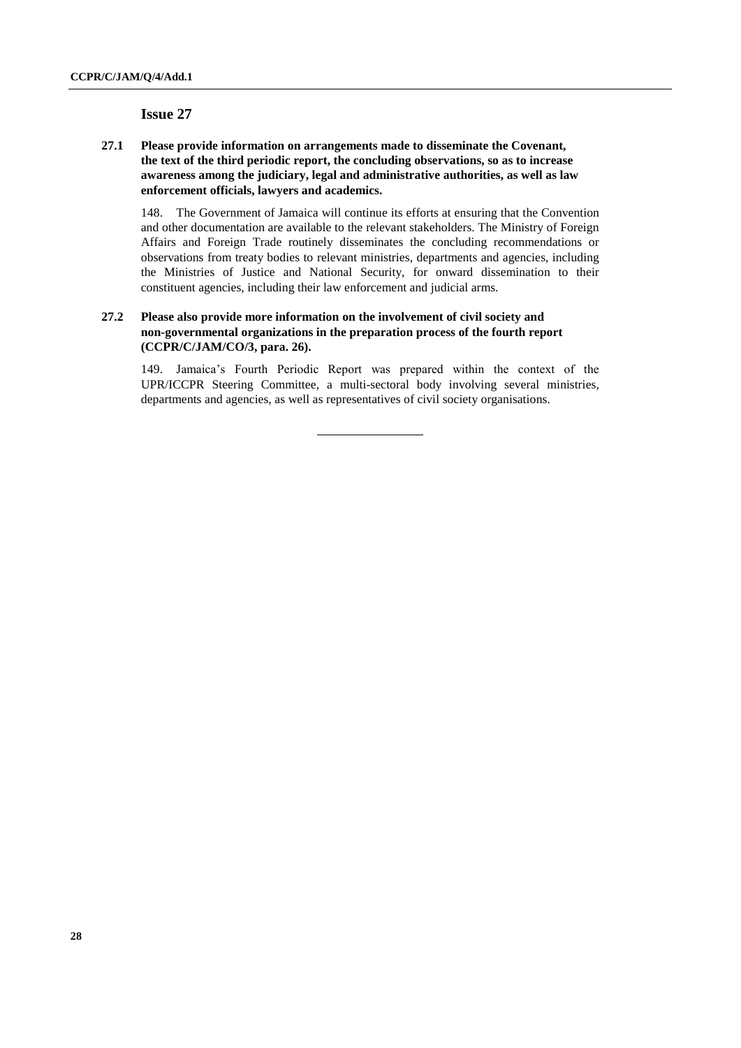## Issue 27

**27.1 Please provide information on arrangements made to disseminate the Covenant, the text of the third periodic report, the concluding observations, so as to increase awareness among the judiciary, legal and administrative authorities, as well as law enforcement officials, lawyers and academics.**

148. The Government of Jamaica will continue its efforts at ensuring that the Convention and other documentation are available to the relevant stakeholders. The Ministry of Foreign Affairs and Foreign Trade routinely disseminates the concluding recommendations or observations from treaty bodies to relevant ministries, departments and agencies, including the Ministries of Justice and National Security, for onward dissemination to their constituent agencies, including their law enforcement and judicial arms.

**27.2 Please also provide more information on the involvement of civil society and non-governmental organizations in the preparation process of the fourth report (CCPR/C/JAM/CO/3, para. 26).**

149. Jamaica's Fourth Periodic Report was prepared within the context of the UPR/ICCPR Steering Committee, a multi-sectoral body involving several ministries, departments and agencies, as well as representatives of civil society organisations.